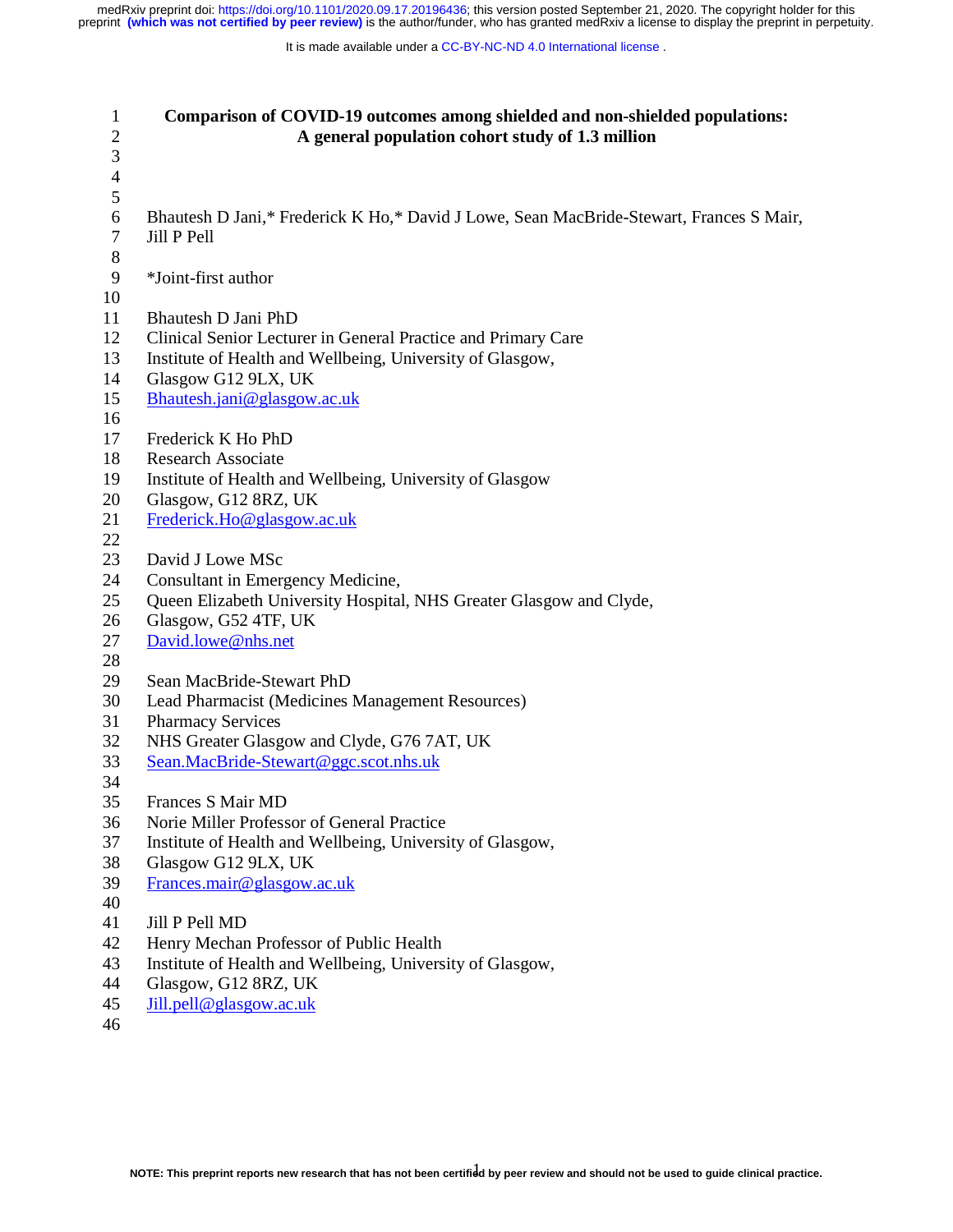# Comparison of COVID-19 outcomes among shielded and non-shielded populations: A general population cohort study of 1.3 million

Bhautesh D Jani,* Frederick K Ho,* David J Lowe, Sean MacBride-Stewart, Frances S Mair, Jill P Pell

*Joint-first author

Bhautesh D Jani PhD
Clinical Senior Lecturer in General Practice and Primary Care
Institute of Health and Wellbeing, University of Glasgow,
Glasgow G12 9LX, UK
Bhautesh.jani@glasgow.ac.uk

Frederick K Ho PhD
Research Associate
Institute of Health and Wellbeing, University of Glasgow
Glasgow, G12 8RZ, UK
Frederick.Ho@glasgow.ac.uk

David J Lowe MSc
Consultant in Emergency Medicine,
Queen Elizabeth University Hospital, NHS Greater Glasgow and Clyde,
Glasgow, G52 4TF, UK
David.lowe@nhs.net

Sean MacBride-Stewart PhD
Lead Pharmacist (Medicines Management Resources)
Pharmacy Services
NHS Greater Glasgow and Clyde, G76 7AT, UK
Sean.MacBride-Stewart@ggc.scot.nhs.uk

Frances S Mair MD
Norie Miller Professor of General Practice
Institute of Health and Wellbeing, University of Glasgow,
Glasgow G12 9LX, UK
Frances.mair@glasgow.ac.uk

Jill P Pell MD
Henry Mechan Professor of Public Health
Institute of Health and Wellbeing, University of Glasgow,
Glasgow, G12 8RZ, UK
Jill.pell@glasgow.ac.uk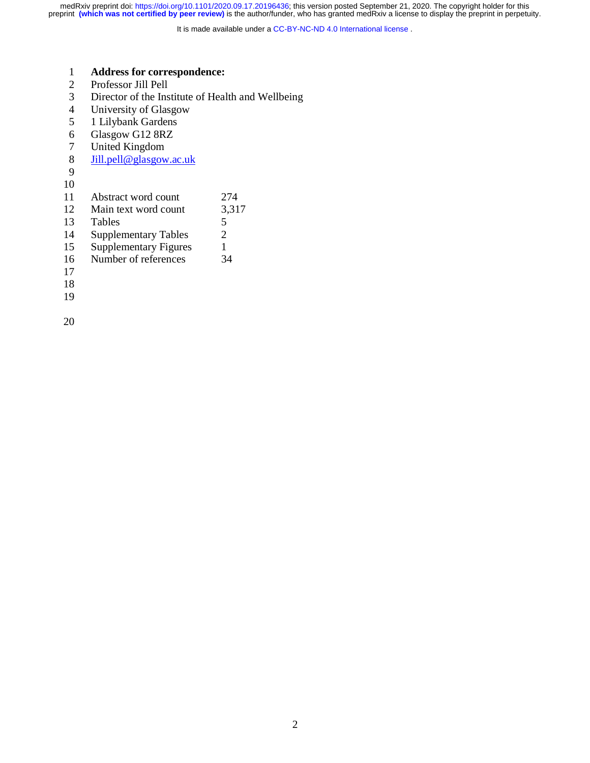**Address for correspondence:**
Professor Jill Pell
Director of the Institute of Health and Wellbeing
University of Glasgow
1 Lilybank Gardens
Glasgow G12 8RZ
United Kingdom
Jill.pell@glasgow.ac.uk

| | |
|---|---|
| Abstract word count | 274 |
| Main text word count | 3,317 |
| Tables | 5 |
| Supplementary Tables | 2 |
| Supplementary Figures | 1 |
| Number of references | 34 |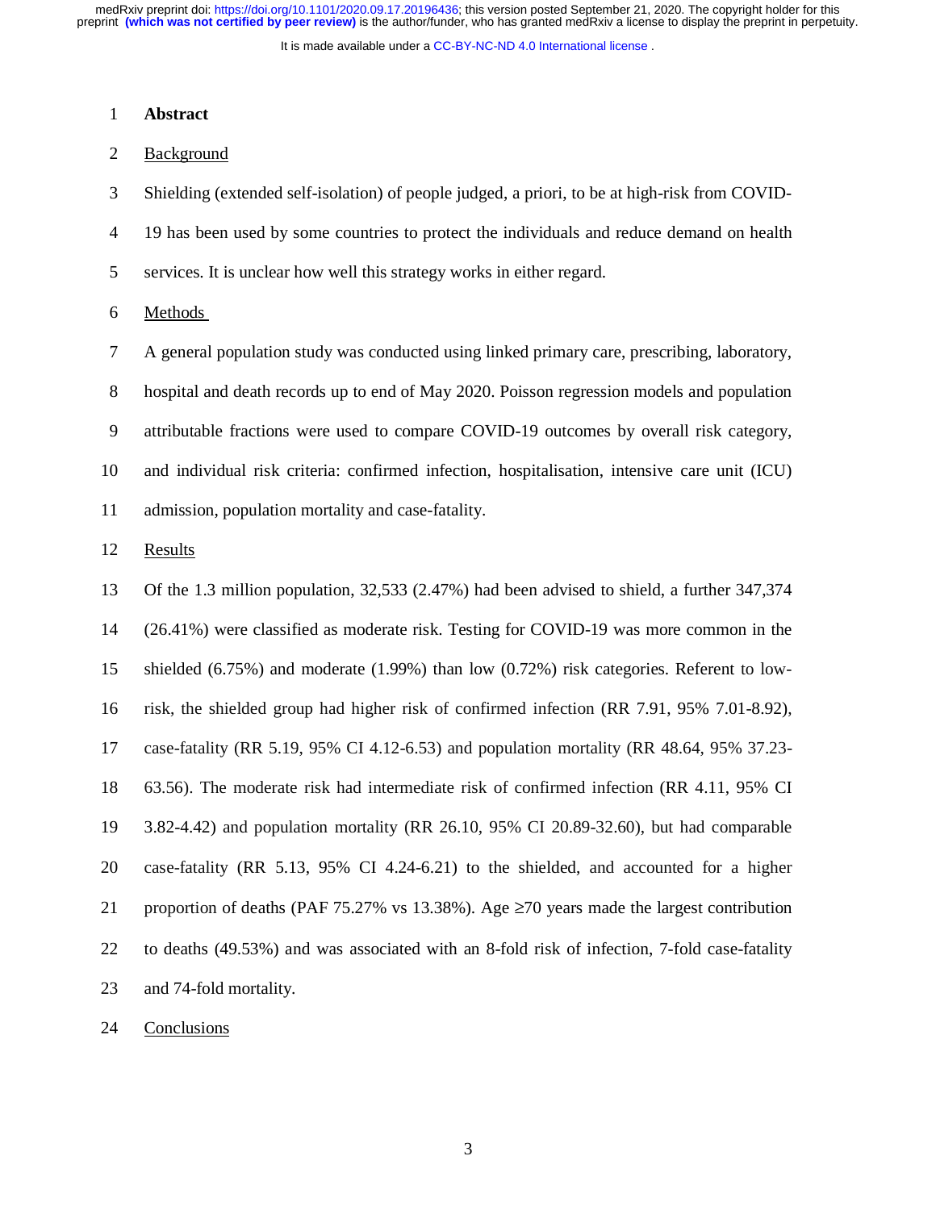## Abstract

Background

Shielding (extended self-isolation) of people judged, a priori, to be at high-risk from COVID-19 has been used by some countries to protect the individuals and reduce demand on health services. It is unclear how well this strategy works in either regard.

Methods

A general population study was conducted using linked primary care, prescribing, laboratory, hospital and death records up to end of May 2020. Poisson regression models and population attributable fractions were used to compare COVID-19 outcomes by overall risk category, and individual risk criteria: confirmed infection, hospitalisation, intensive care unit (ICU) admission, population mortality and case-fatality.

Results

Of the 1.3 million population, 32,533 (2.47%) had been advised to shield, a further 347,374 (26.41%) were classified as moderate risk. Testing for COVID-19 was more common in the shielded (6.75%) and moderate (1.99%) than low (0.72%) risk categories. Referent to low-risk, the shielded group had higher risk of confirmed infection (RR 7.91, 95% 7.01-8.92), case-fatality (RR 5.19, 95% CI 4.12-6.53) and population mortality (RR 48.64, 95% 37.23-63.56). The moderate risk had intermediate risk of confirmed infection (RR 4.11, 95% CI 3.82-4.42) and population mortality (RR 26.10, 95% CI 20.89-32.60), but had comparable case-fatality (RR 5.13, 95% CI 4.24-6.21) to the shielded, and accounted for a higher proportion of deaths (PAF 75.27% vs 13.38%). Age ≥70 years made the largest contribution to deaths (49.53%) and was associated with an 8-fold risk of infection, 7-fold case-fatality and 74-fold mortality.

Conclusions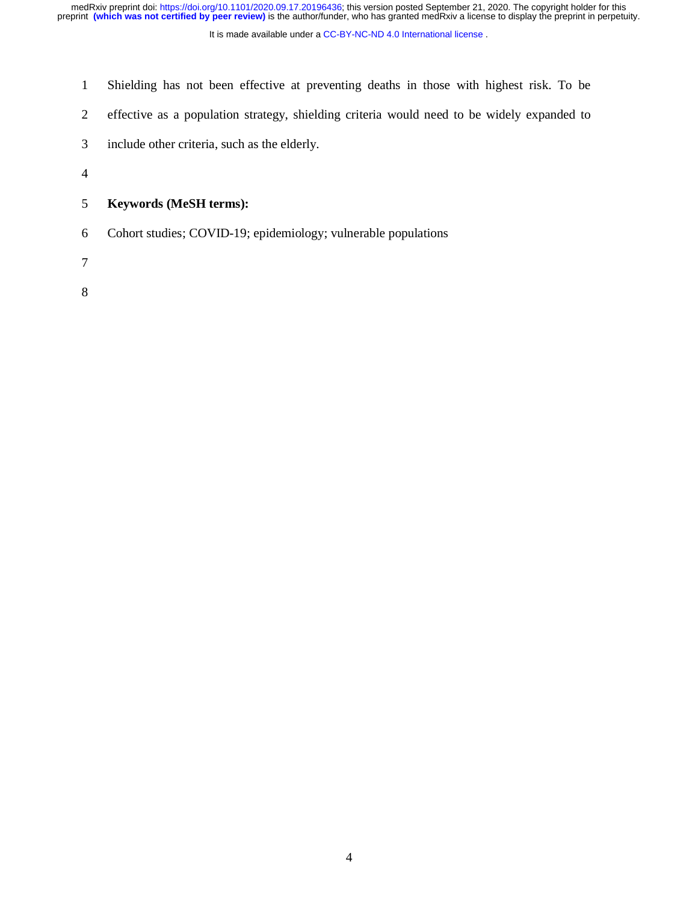Shielding has not been effective at preventing deaths in those with highest risk. To be effective as a population strategy, shielding criteria would need to be widely expanded to include other criteria, such as the elderly.

**Keywords (MeSH terms):**

Cohort studies; COVID-19; epidemiology; vulnerable populations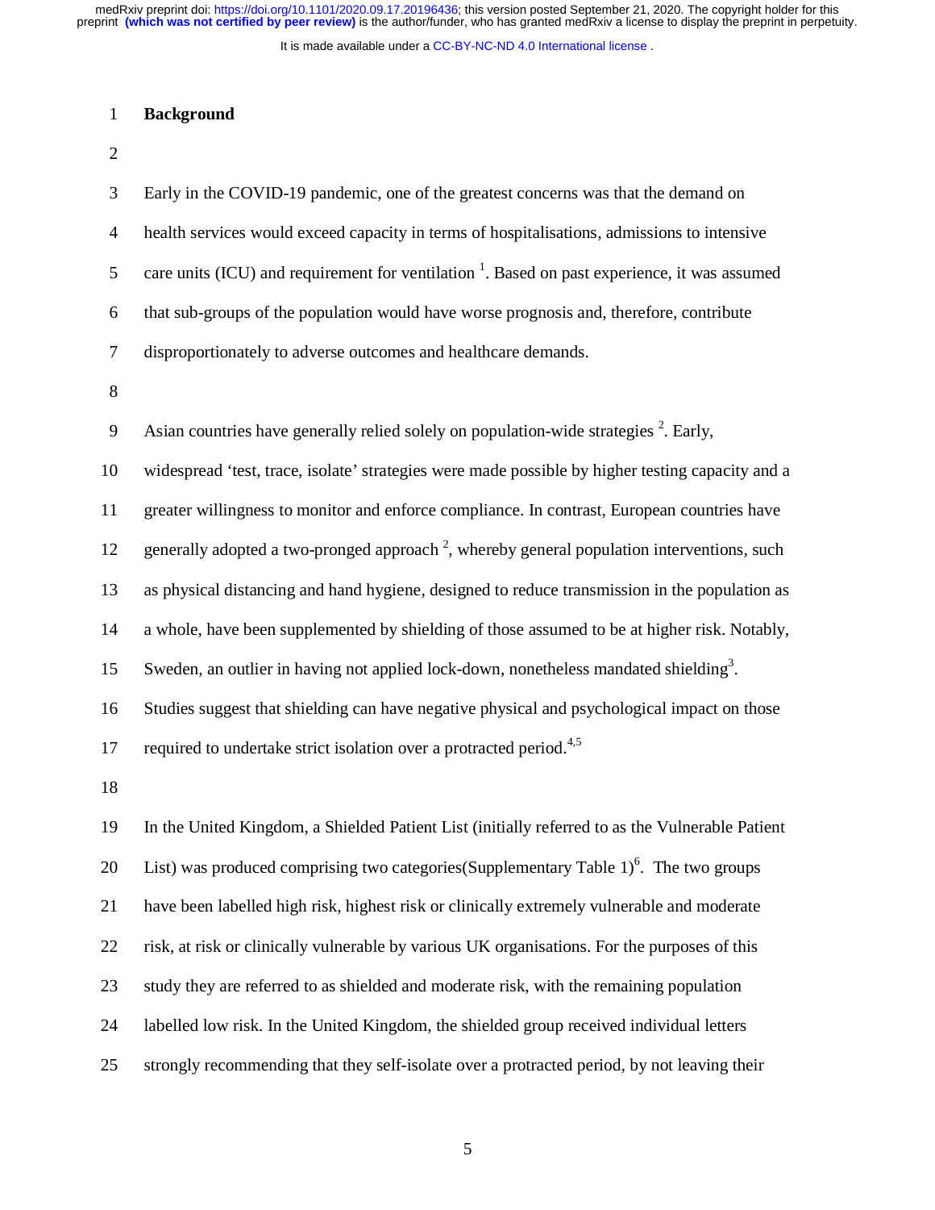# Background

Early in the COVID-19 pandemic, one of the greatest concerns was that the demand on health services would exceed capacity in terms of hospitalisations, admissions to intensive care units (ICU) and requirement for ventilation [1]. Based on past experience, it was assumed that sub-groups of the population would have worse prognosis and, therefore, contribute disproportionately to adverse outcomes and healthcare demands.

Asian countries have generally relied solely on population-wide strategies [2]. Early, widespread 'test, trace, isolate' strategies were made possible by higher testing capacity and a greater willingness to monitor and enforce compliance. In contrast, European countries have generally adopted a two-pronged approach [2], whereby general population interventions, such as physical distancing and hand hygiene, designed to reduce transmission in the population as a whole, have been supplemented by shielding of those assumed to be at higher risk. Notably, Sweden, an outlier in having not applied lock-down, nonetheless mandated shielding[3]. Studies suggest that shielding can have negative physical and psychological impact on those required to undertake strict isolation over a protracted period.[4,5]

In the United Kingdom, a Shielded Patient List (initially referred to as the Vulnerable Patient List) was produced comprising two categories(Supplementary Table 1)[6]. The two groups have been labelled high risk, highest risk or clinically extremely vulnerable and moderate risk, at risk or clinically vulnerable by various UK organisations. For the purposes of this study they are referred to as shielded and moderate risk, with the remaining population labelled low risk. In the United Kingdom, the shielded group received individual letters strongly recommending that they self-isolate over a protracted period, by not leaving their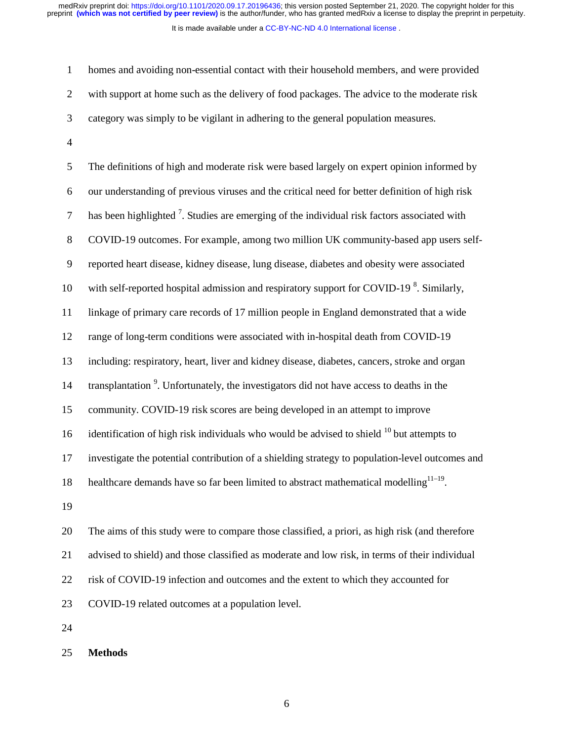homes and avoiding non-essential contact with their household members, and were provided with support at home such as the delivery of food packages. The advice to the moderate risk category was simply to be vigilant in adhering to the general population measures.

The definitions of high and moderate risk were based largely on expert opinion informed by our understanding of previous viruses and the critical need for better definition of high risk has been highlighted [7]. Studies are emerging of the individual risk factors associated with COVID-19 outcomes. For example, among two million UK community-based app users self-reported heart disease, kidney disease, lung disease, diabetes and obesity were associated with self-reported hospital admission and respiratory support for COVID-19 [8]. Similarly, linkage of primary care records of 17 million people in England demonstrated that a wide range of long-term conditions were associated with in-hospital death from COVID-19 including: respiratory, heart, liver and kidney disease, diabetes, cancers, stroke and organ transplantation [9]. Unfortunately, the investigators did not have access to deaths in the community. COVID-19 risk scores are being developed in an attempt to improve identification of high risk individuals who would be advised to shield [10] but attempts to investigate the potential contribution of a shielding strategy to population-level outcomes and healthcare demands have so far been limited to abstract mathematical modelling[11–19].

The aims of this study were to compare those classified, a priori, as high risk (and therefore advised to shield) and those classified as moderate and low risk, in terms of their individual risk of COVID-19 infection and outcomes and the extent to which they accounted for COVID-19 related outcomes at a population level.

## Methods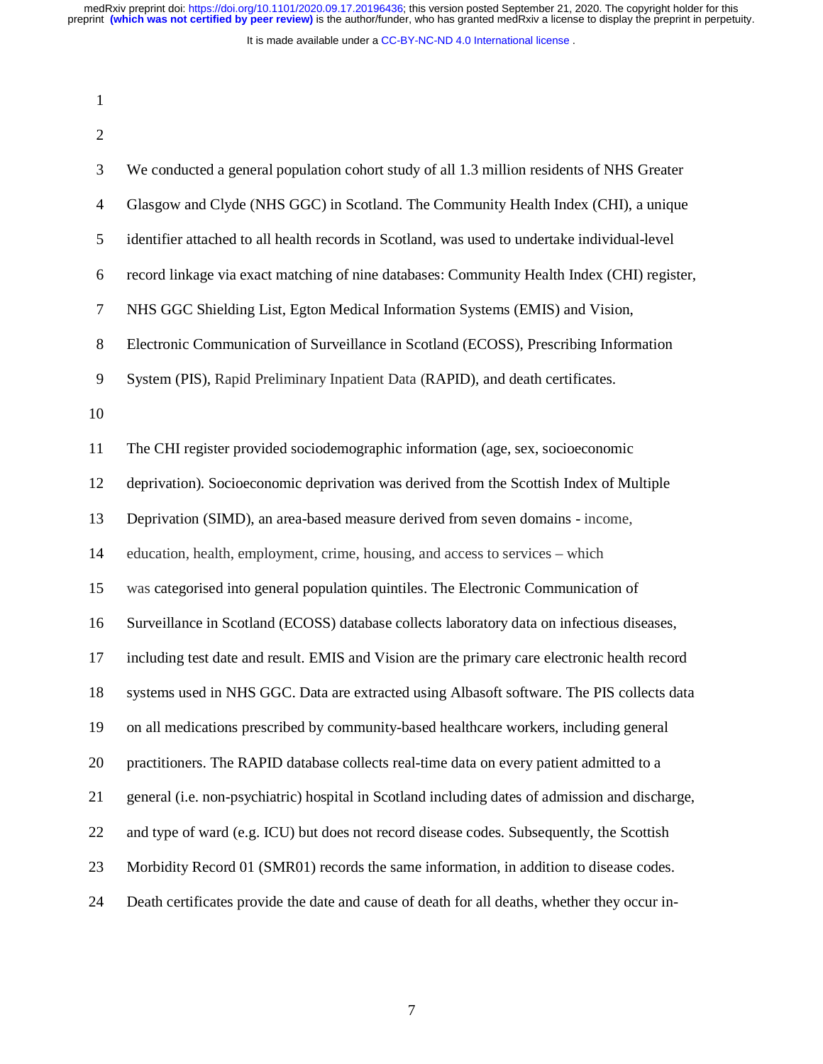We conducted a general population cohort study of all 1.3 million residents of NHS Greater Glasgow and Clyde (NHS GGC) in Scotland. The Community Health Index (CHI), a unique identifier attached to all health records in Scotland, was used to undertake individual-level record linkage via exact matching of nine databases: Community Health Index (CHI) register, NHS GGC Shielding List, Egton Medical Information Systems (EMIS) and Vision, Electronic Communication of Surveillance in Scotland (ECOSS), Prescribing Information System (PIS), Rapid Preliminary Inpatient Data (RAPID), and death certificates.

The CHI register provided sociodemographic information (age, sex, socioeconomic deprivation). Socioeconomic deprivation was derived from the Scottish Index of Multiple Deprivation (SIMD), an area-based measure derived from seven domains - income, education, health, employment, crime, housing, and access to services – which was categorised into general population quintiles. The Electronic Communication of Surveillance in Scotland (ECOSS) database collects laboratory data on infectious diseases, including test date and result. EMIS and Vision are the primary care electronic health record systems used in NHS GGC. Data are extracted using Albasoft software. The PIS collects data on all medications prescribed by community-based healthcare workers, including general practitioners. The RAPID database collects real-time data on every patient admitted to a general (i.e. non-psychiatric) hospital in Scotland including dates of admission and discharge, and type of ward (e.g. ICU) but does not record disease codes. Subsequently, the Scottish Morbidity Record 01 (SMR01) records the same information, in addition to disease codes. Death certificates provide the date and cause of death for all deaths, whether they occur in-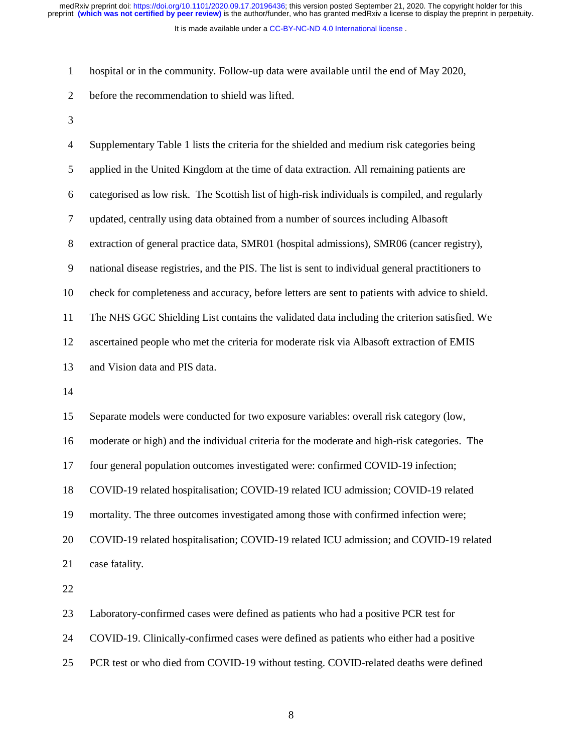hospital or in the community. Follow-up data were available until the end of May 2020, before the recommendation to shield was lifted.

Supplementary Table 1 lists the criteria for the shielded and medium risk categories being applied in the United Kingdom at the time of data extraction. All remaining patients are categorised as low risk. The Scottish list of high-risk individuals is compiled, and regularly updated, centrally using data obtained from a number of sources including Albasoft extraction of general practice data, SMR01 (hospital admissions), SMR06 (cancer registry), national disease registries, and the PIS. The list is sent to individual general practitioners to check for completeness and accuracy, before letters are sent to patients with advice to shield. The NHS GGC Shielding List contains the validated data including the criterion satisfied. We ascertained people who met the criteria for moderate risk via Albasoft extraction of EMIS and Vision data and PIS data.

Separate models were conducted for two exposure variables: overall risk category (low, moderate or high) and the individual criteria for the moderate and high-risk categories. The four general population outcomes investigated were: confirmed COVID-19 infection; COVID-19 related hospitalisation; COVID-19 related ICU admission; COVID-19 related mortality. The three outcomes investigated among those with confirmed infection were; COVID-19 related hospitalisation; COVID-19 related ICU admission; and COVID-19 related case fatality.

Laboratory-confirmed cases were defined as patients who had a positive PCR test for COVID-19. Clinically-confirmed cases were defined as patients who either had a positive PCR test or who died from COVID-19 without testing. COVID-related deaths were defined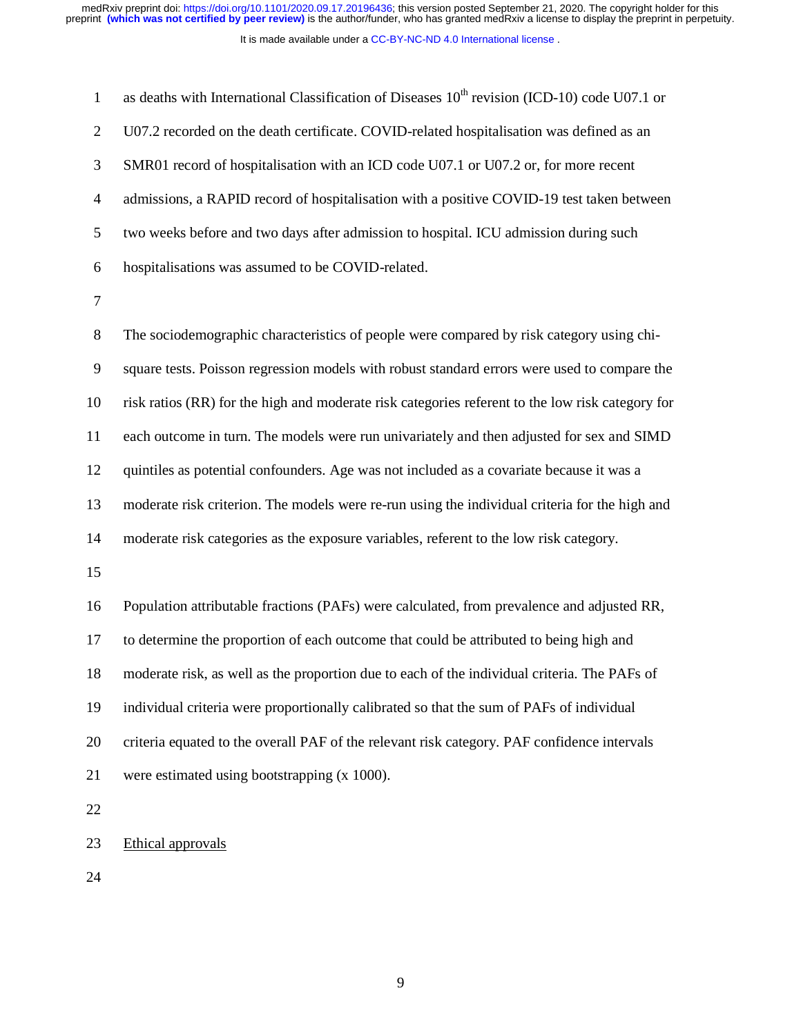as deaths with International Classification of Diseases 10th revision (ICD-10) code U07.1 or U07.2 recorded on the death certificate. COVID-related hospitalisation was defined as an SMR01 record of hospitalisation with an ICD code U07.1 or U07.2 or, for more recent admissions, a RAPID record of hospitalisation with a positive COVID-19 test taken between two weeks before and two days after admission to hospital. ICU admission during such hospitalisations was assumed to be COVID-related.

The sociodemographic characteristics of people were compared by risk category using chi-square tests. Poisson regression models with robust standard errors were used to compare the risk ratios (RR) for the high and moderate risk categories referent to the low risk category for each outcome in turn. The models were run univariately and then adjusted for sex and SIMD quintiles as potential confounders. Age was not included as a covariate because it was a moderate risk criterion. The models were re-run using the individual criteria for the high and moderate risk categories as the exposure variables, referent to the low risk category.

Population attributable fractions (PAFs) were calculated, from prevalence and adjusted RR, to determine the proportion of each outcome that could be attributed to being high and moderate risk, as well as the proportion due to each of the individual criteria. The PAFs of individual criteria were proportionally calibrated so that the sum of PAFs of individual criteria equated to the overall PAF of the relevant risk category. PAF confidence intervals were estimated using bootstrapping (x 1000).

## Ethical approvals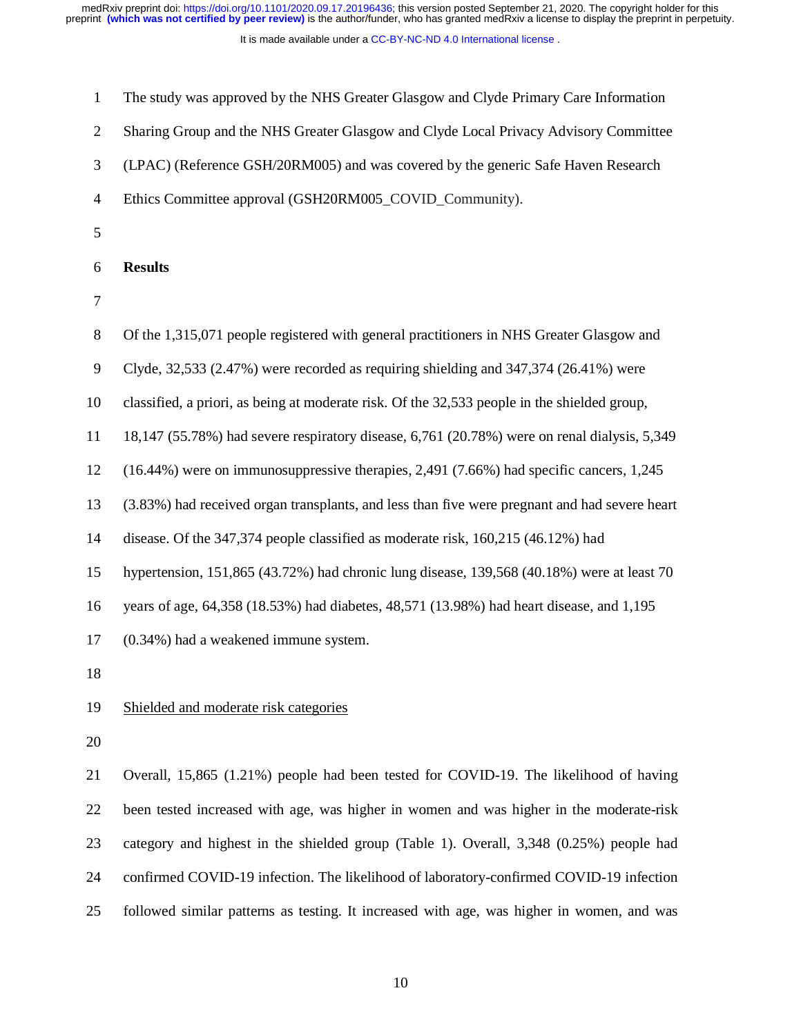The study was approved by the NHS Greater Glasgow and Clyde Primary Care Information Sharing Group and the NHS Greater Glasgow and Clyde Local Privacy Advisory Committee (LPAC) (Reference GSH/20RM005) and was covered by the generic Safe Haven Research Ethics Committee approval (GSH20RM005_COVID_Community).

## Results

Of the 1,315,071 people registered with general practitioners in NHS Greater Glasgow and Clyde, 32,533 (2.47%) were recorded as requiring shielding and 347,374 (26.41%) were classified, a priori, as being at moderate risk. Of the 32,533 people in the shielded group, 18,147 (55.78%) had severe respiratory disease, 6,761 (20.78%) were on renal dialysis, 5,349 (16.44%) were on immunosuppressive therapies, 2,491 (7.66%) had specific cancers, 1,245 (3.83%) had received organ transplants, and less than five were pregnant and had severe heart disease. Of the 347,374 people classified as moderate risk, 160,215 (46.12%) had hypertension, 151,865 (43.72%) had chronic lung disease, 139,568 (40.18%) were at least 70 years of age, 64,358 (18.53%) had diabetes, 48,571 (13.98%) had heart disease, and 1,195 (0.34%) had a weakened immune system.

### Shielded and moderate risk categories

Overall, 15,865 (1.21%) people had been tested for COVID-19. The likelihood of having been tested increased with age, was higher in women and was higher in the moderate-risk category and highest in the shielded group (Table 1). Overall, 3,348 (0.25%) people had confirmed COVID-19 infection. The likelihood of laboratory-confirmed COVID-19 infection followed similar patterns as testing. It increased with age, was higher in women, and was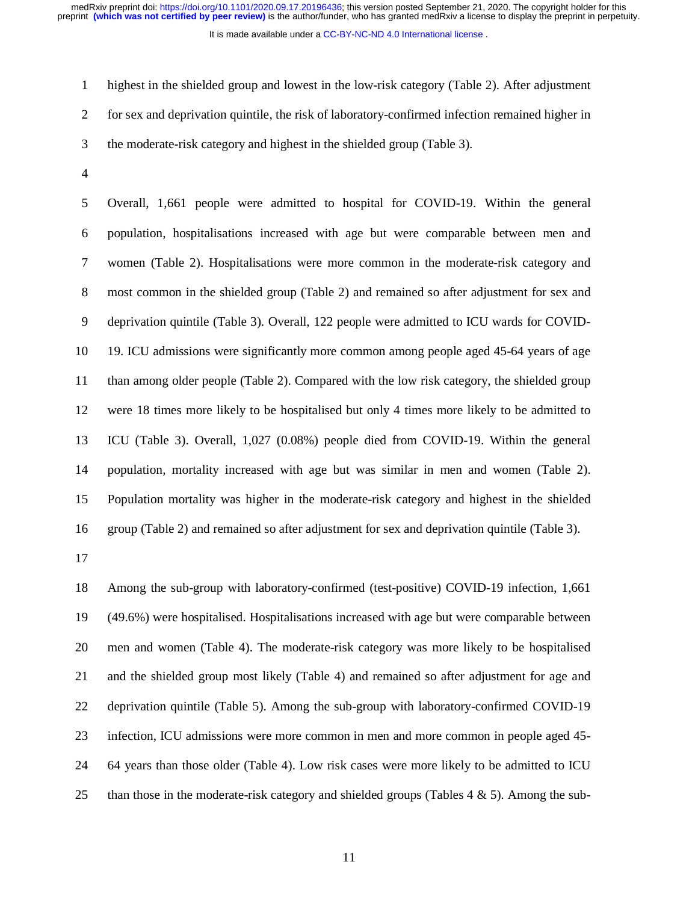highest in the shielded group and lowest in the low-risk category (Table 2). After adjustment for sex and deprivation quintile, the risk of laboratory-confirmed infection remained higher in the moderate-risk category and highest in the shielded group (Table 3).

Overall, 1,661 people were admitted to hospital for COVID-19. Within the general population, hospitalisations increased with age but were comparable between men and women (Table 2). Hospitalisations were more common in the moderate-risk category and most common in the shielded group (Table 2) and remained so after adjustment for sex and deprivation quintile (Table 3). Overall, 122 people were admitted to ICU wards for COVID-19. ICU admissions were significantly more common among people aged 45-64 years of age than among older people (Table 2). Compared with the low risk category, the shielded group were 18 times more likely to be hospitalised but only 4 times more likely to be admitted to ICU (Table 3). Overall, 1,027 (0.08%) people died from COVID-19. Within the general population, mortality increased with age but was similar in men and women (Table 2). Population mortality was higher in the moderate-risk category and highest in the shielded group (Table 2) and remained so after adjustment for sex and deprivation quintile (Table 3).

Among the sub-group with laboratory-confirmed (test-positive) COVID-19 infection, 1,661 (49.6%) were hospitalised. Hospitalisations increased with age but were comparable between men and women (Table 4). The moderate-risk category was more likely to be hospitalised and the shielded group most likely (Table 4) and remained so after adjustment for age and deprivation quintile (Table 5). Among the sub-group with laboratory-confirmed COVID-19 infection, ICU admissions were more common in men and more common in people aged 45-64 years than those older (Table 4). Low risk cases were more likely to be admitted to ICU than those in the moderate-risk category and shielded groups (Tables 4 & 5). Among the sub-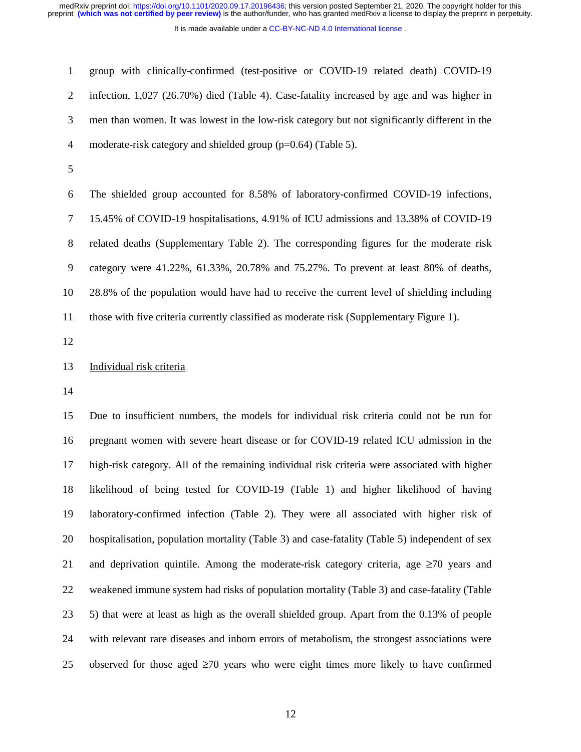group with clinically-confirmed (test-positive or COVID-19 related death) COVID-19 infection, 1,027 (26.70%) died (Table 4). Case-fatality increased by age and was higher in men than women. It was lowest in the low-risk category but not significantly different in the moderate-risk category and shielded group ($p=0.64$) (Table 5).

The shielded group accounted for 8.58% of laboratory-confirmed COVID-19 infections, 15.45% of COVID-19 hospitalisations, 4.91% of ICU admissions and 13.38% of COVID-19 related deaths (Supplementary Table 2). The corresponding figures for the moderate risk category were 41.22%, 61.33%, 20.78% and 75.27%. To prevent at least 80% of deaths, 28.8% of the population would have had to receive the current level of shielding including those with five criteria currently classified as moderate risk (Supplementary Figure 1).

Individual risk criteria

Due to insufficient numbers, the models for individual risk criteria could not be run for pregnant women with severe heart disease or for COVID-19 related ICU admission in the high-risk category. All of the remaining individual risk criteria were associated with higher likelihood of being tested for COVID-19 (Table 1) and higher likelihood of having laboratory-confirmed infection (Table 2). They were all associated with higher risk of hospitalisation, population mortality (Table 3) and case-fatality (Table 5) independent of sex and deprivation quintile. Among the moderate-risk category criteria, age ≥70 years and weakened immune system had risks of population mortality (Table 3) and case-fatality (Table 5) that were at least as high as the overall shielded group. Apart from the 0.13% of people with relevant rare diseases and inborn errors of metabolism, the strongest associations were observed for those aged ≥70 years who were eight times more likely to have confirmed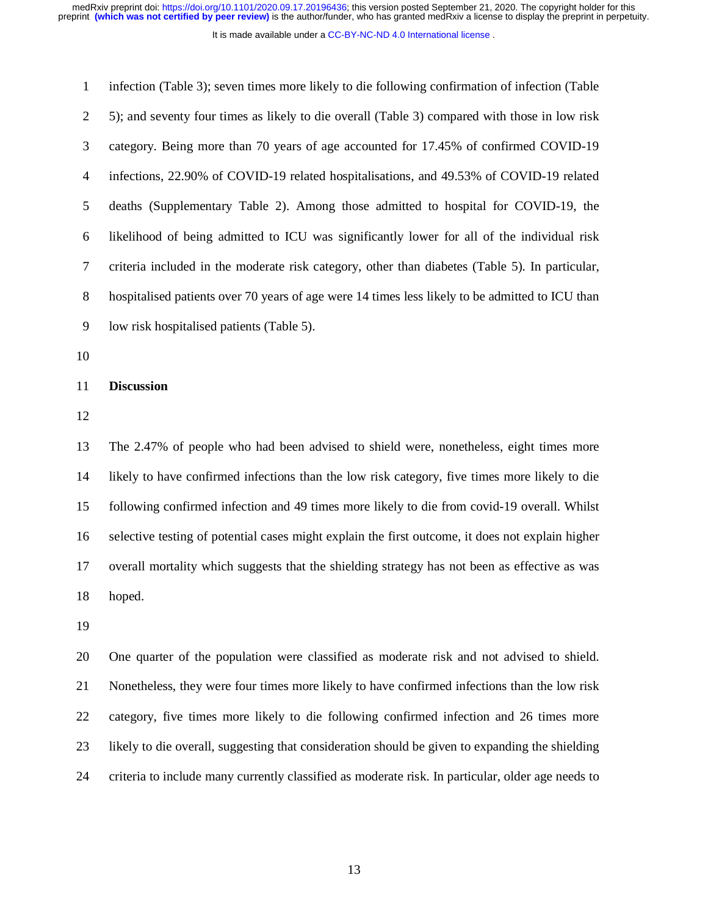infection (Table 3); seven times more likely to die following confirmation of infection (Table 5); and seventy four times as likely to die overall (Table 3) compared with those in low risk category. Being more than 70 years of age accounted for 17.45% of confirmed COVID-19 infections, 22.90% of COVID-19 related hospitalisations, and 49.53% of COVID-19 related deaths (Supplementary Table 2). Among those admitted to hospital for COVID-19, the likelihood of being admitted to ICU was significantly lower for all of the individual risk criteria included in the moderate risk category, other than diabetes (Table 5). In particular, hospitalised patients over 70 years of age were 14 times less likely to be admitted to ICU than low risk hospitalised patients (Table 5).

## Discussion

The 2.47% of people who had been advised to shield were, nonetheless, eight times more likely to have confirmed infections than the low risk category, five times more likely to die following confirmed infection and 49 times more likely to die from covid-19 overall. Whilst selective testing of potential cases might explain the first outcome, it does not explain higher overall mortality which suggests that the shielding strategy has not been as effective as was hoped.

One quarter of the population were classified as moderate risk and not advised to shield. Nonetheless, they were four times more likely to have confirmed infections than the low risk category, five times more likely to die following confirmed infection and 26 times more likely to die overall, suggesting that consideration should be given to expanding the shielding criteria to include many currently classified as moderate risk. In particular, older age needs to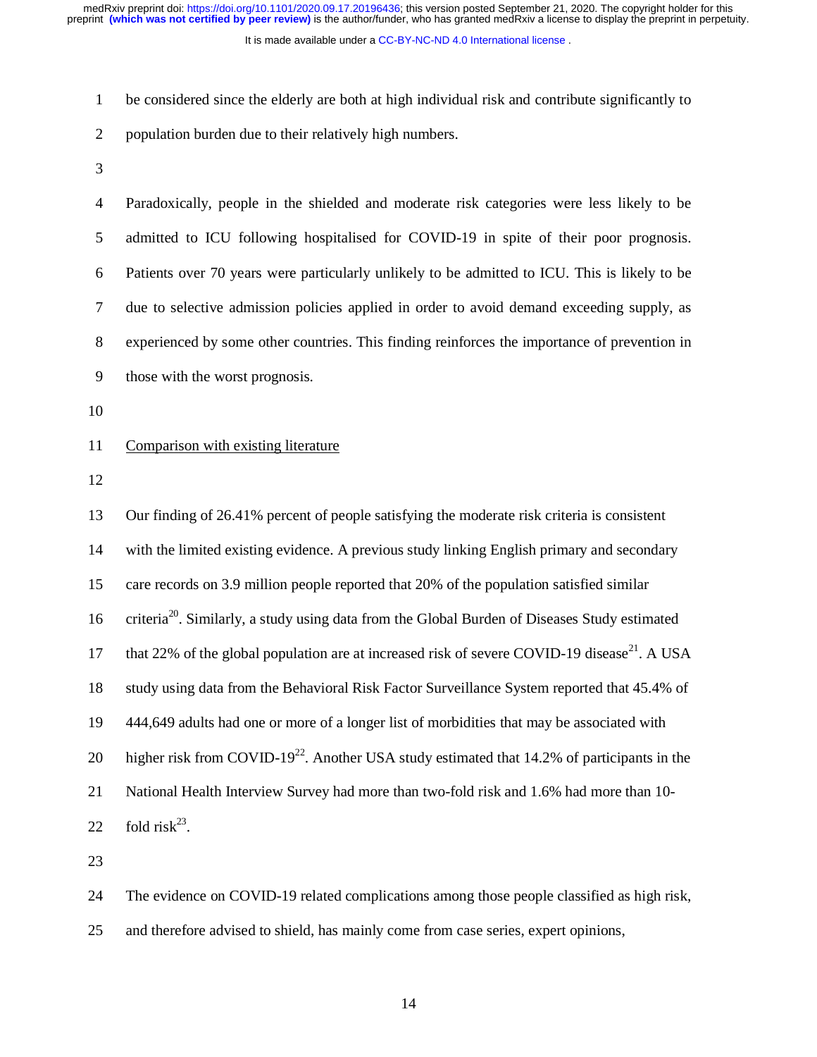be considered since the elderly are both at high individual risk and contribute significantly to population burden due to their relatively high numbers.

Paradoxically, people in the shielded and moderate risk categories were less likely to be admitted to ICU following hospitalised for COVID-19 in spite of their poor prognosis. Patients over 70 years were particularly unlikely to be admitted to ICU. This is likely to be due to selective admission policies applied in order to avoid demand exceeding supply, as experienced by some other countries. This finding reinforces the importance of prevention in those with the worst prognosis.

## Comparison with existing literature

Our finding of 26.41% percent of people satisfying the moderate risk criteria is consistent with the limited existing evidence. A previous study linking English primary and secondary care records on 3.9 million people reported that 20% of the population satisfied similar criteria[20]. Similarly, a study using data from the Global Burden of Diseases Study estimated that 22% of the global population are at increased risk of severe COVID-19 disease[21]. A USA study using data from the Behavioral Risk Factor Surveillance System reported that 45.4% of 444,649 adults had one or more of a longer list of morbidities that may be associated with higher risk from COVID-19[22]. Another USA study estimated that 14.2% of participants in the National Health Interview Survey had more than two-fold risk and 1.6% had more than 10-fold risk[23].

The evidence on COVID-19 related complications among those people classified as high risk, and therefore advised to shield, has mainly come from case series, expert opinions,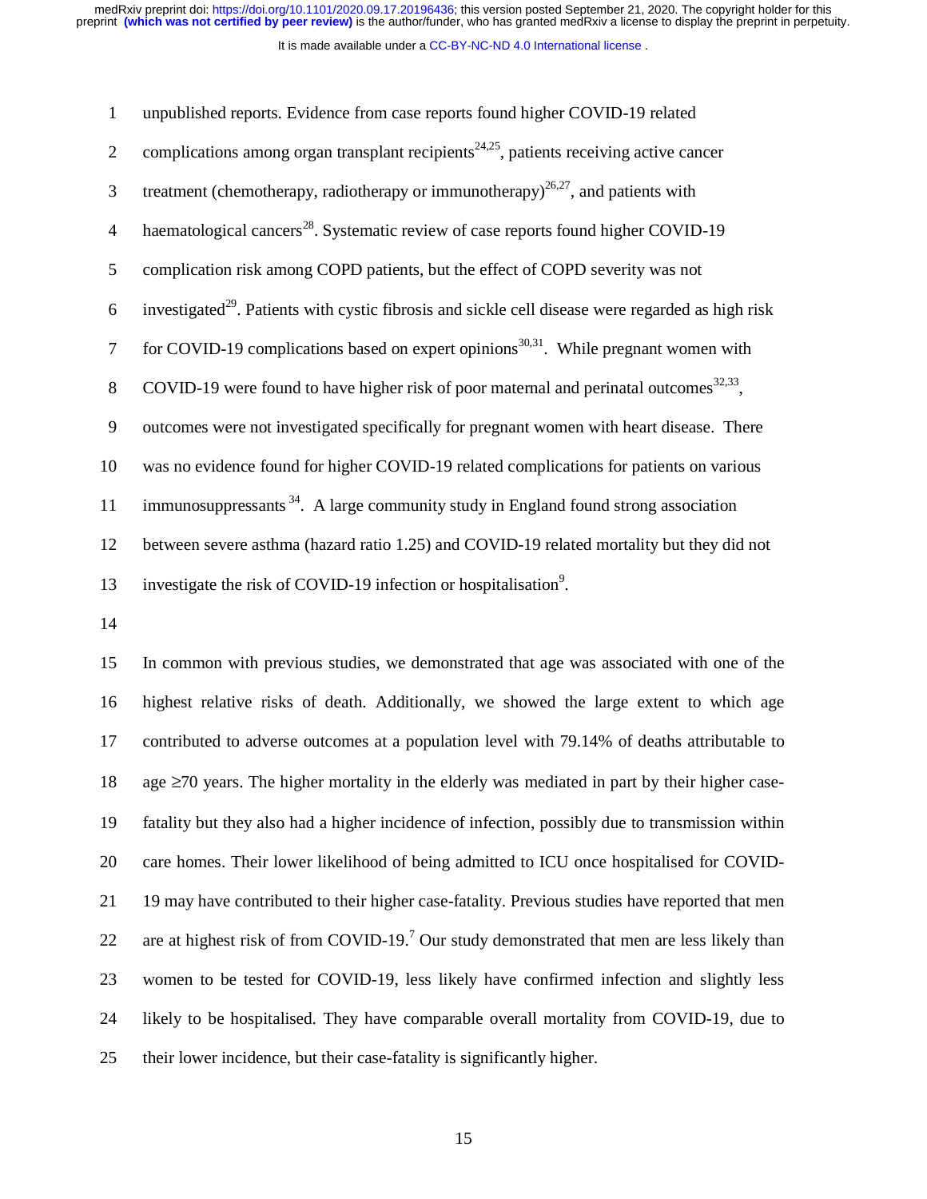unpublished reports. Evidence from case reports found higher COVID-19 related complications among organ transplant recipients[24,25], patients receiving active cancer treatment (chemotherapy, radiotherapy or immunotherapy)[26,27], and patients with haematological cancers[28]. Systematic review of case reports found higher COVID-19 complication risk among COPD patients, but the effect of COPD severity was not investigated[29]. Patients with cystic fibrosis and sickle cell disease were regarded as high risk for COVID-19 complications based on expert opinions[30,31]. While pregnant women with COVID-19 were found to have higher risk of poor maternal and perinatal outcomes[32,33], outcomes were not investigated specifically for pregnant women with heart disease. There was no evidence found for higher COVID-19 related complications for patients on various immunosuppressants [34]. A large community study in England found strong association between severe asthma (hazard ratio 1.25) and COVID-19 related mortality but they did not investigate the risk of COVID-19 infection or hospitalisation[9].

In common with previous studies, we demonstrated that age was associated with one of the highest relative risks of death. Additionally, we showed the large extent to which age contributed to adverse outcomes at a population level with 79.14% of deaths attributable to age ≥70 years. The higher mortality in the elderly was mediated in part by their higher case-fatality but they also had a higher incidence of infection, possibly due to transmission within care homes. Their lower likelihood of being admitted to ICU once hospitalised for COVID-19 may have contributed to their higher case-fatality. Previous studies have reported that men are at highest risk of from COVID-19.[7] Our study demonstrated that men are less likely than women to be tested for COVID-19, less likely have confirmed infection and slightly less likely to be hospitalised. They have comparable overall mortality from COVID-19, due to their lower incidence, but their case-fatality is significantly higher.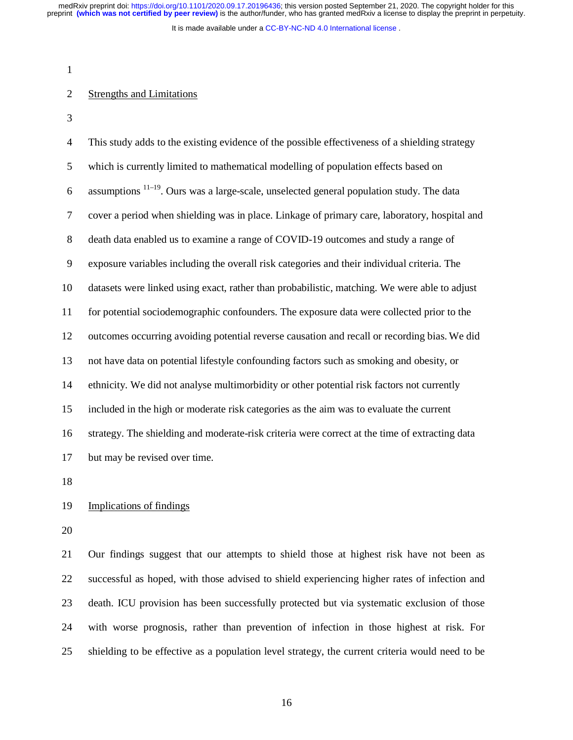## Strengths and Limitations

This study adds to the existing evidence of the possible effectiveness of a shielding strategy which is currently limited to mathematical modelling of population effects based on assumptions [11–19]. Ours was a large-scale, unselected general population study. The data cover a period when shielding was in place. Linkage of primary care, laboratory, hospital and death data enabled us to examine a range of COVID-19 outcomes and study a range of exposure variables including the overall risk categories and their individual criteria. The datasets were linked using exact, rather than probabilistic, matching. We were able to adjust for potential sociodemographic confounders. The exposure data were collected prior to the outcomes occurring avoiding potential reverse causation and recall or recording bias. We did not have data on potential lifestyle confounding factors such as smoking and obesity, or ethnicity. We did not analyse multimorbidity or other potential risk factors not currently included in the high or moderate risk categories as the aim was to evaluate the current strategy. The shielding and moderate-risk criteria were correct at the time of extracting data but may be revised over time.

## Implications of findings

Our findings suggest that our attempts to shield those at highest risk have not been as successful as hoped, with those advised to shield experiencing higher rates of infection and death. ICU provision has been successfully protected but via systematic exclusion of those with worse prognosis, rather than prevention of infection in those highest at risk. For shielding to be effective as a population level strategy, the current criteria would need to be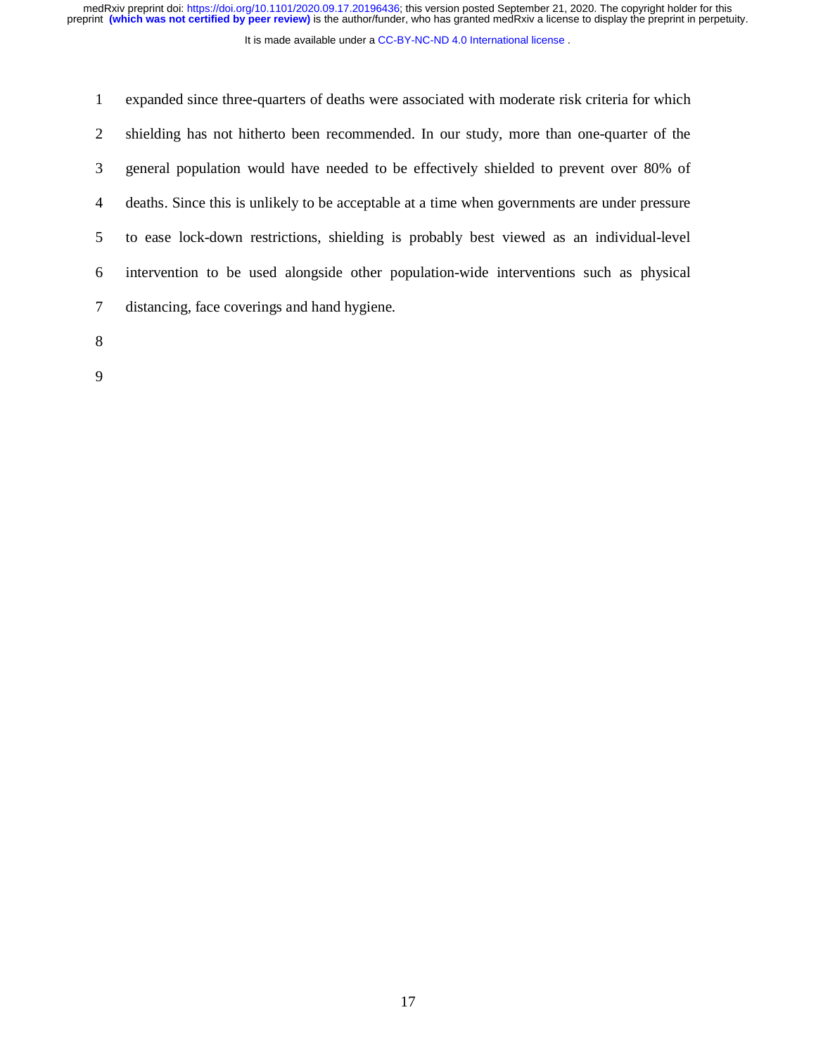expanded since three-quarters of deaths were associated with moderate risk criteria for which shielding has not hitherto been recommended. In our study, more than one-quarter of the general population would have needed to be effectively shielded to prevent over 80% of deaths. Since this is unlikely to be acceptable at a time when governments are under pressure to ease lock-down restrictions, shielding is probably best viewed as an individual-level intervention to be used alongside other population-wide interventions such as physical distancing, face coverings and hand hygiene.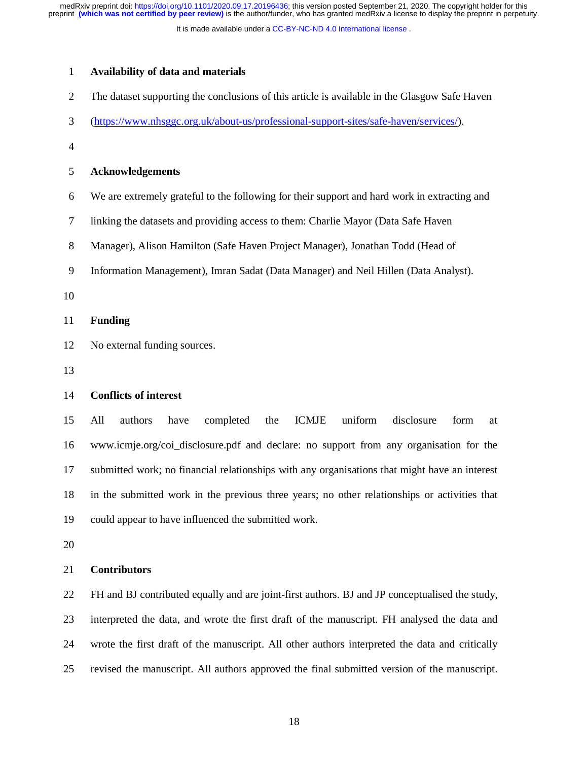## Availability of data and materials

The dataset supporting the conclusions of this article is available in the Glasgow Safe Haven (https://www.nhsggc.org.uk/about-us/professional-support-sites/safe-haven/services/).

## Acknowledgements

We are extremely grateful to the following for their support and hard work in extracting and linking the datasets and providing access to them: Charlie Mayor (Data Safe Haven Manager), Alison Hamilton (Safe Haven Project Manager), Jonathan Todd (Head of Information Management), Imran Sadat (Data Manager) and Neil Hillen (Data Analyst).

## Funding

No external funding sources.

## Conflicts of interest

All authors have completed the ICMJE uniform disclosure form at www.icmje.org/coi_disclosure.pdf and declare: no support from any organisation for the submitted work; no financial relationships with any organisations that might have an interest in the submitted work in the previous three years; no other relationships or activities that could appear to have influenced the submitted work.

## Contributors

FH and BJ contributed equally and are joint-first authors. BJ and JP conceptualised the study, interpreted the data, and wrote the first draft of the manuscript. FH analysed the data and wrote the first draft of the manuscript. All other authors interpreted the data and critically revised the manuscript. All authors approved the final submitted version of the manuscript.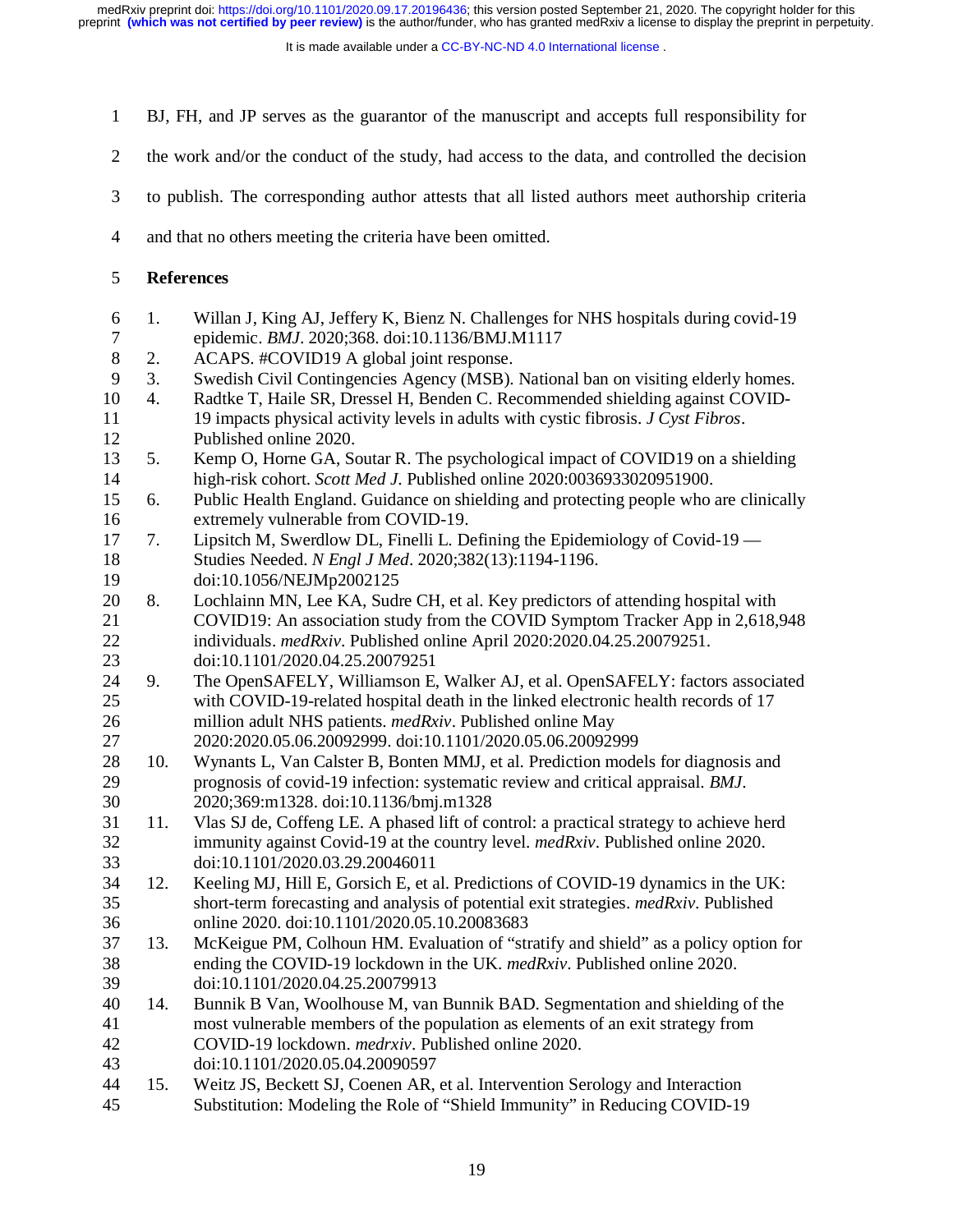BJ, FH, and JP serves as the guarantor of the manuscript and accepts full responsibility for the work and/or the conduct of the study, had access to the data, and controlled the decision to publish. The corresponding author attests that all listed authors meet authorship criteria and that no others meeting the criteria have been omitted.

**References**

1. Willan J, King AJ, Jeffery K, Bienz N. Challenges for NHS hospitals during covid-19 epidemic. *BMJ*. 2020;368. doi:10.1136/BMJ.M1117
2. ACAPS. #COVID19 A global joint response.
3. Swedish Civil Contingencies Agency (MSB). National ban on visiting elderly homes.
4. Radtke T, Haile SR, Dressel H, Benden C. Recommended shielding against COVID-19 impacts physical activity levels in adults with cystic fibrosis. *J Cyst Fibros*. Published online 2020.
5. Kemp O, Horne GA, Soutar R. The psychological impact of COVID19 on a shielding high-risk cohort. *Scott Med J*. Published online 2020:0036933020951900.
6. Public Health England. Guidance on shielding and protecting people who are clinically extremely vulnerable from COVID-19.
7. Lipsitch M, Swerdlow DL, Finelli L. Defining the Epidemiology of Covid-19 — Studies Needed. *N Engl J Med*. 2020;382(13):1194-1196. doi:10.1056/NEJMp2002125
8. Lochlainn MN, Lee KA, Sudre CH, et al. Key predictors of attending hospital with COVID19: An association study from the COVID Symptom Tracker App in 2,618,948 individuals. *medRxiv*. Published online April 2020:2020.04.25.20079251. doi:10.1101/2020.04.25.20079251
9. The OpenSAFELY, Williamson E, Walker AJ, et al. OpenSAFELY: factors associated with COVID-19-related hospital death in the linked electronic health records of 17 million adult NHS patients. *medRxiv*. Published online May 2020:2020.05.06.20092999. doi:10.1101/2020.05.06.20092999
10. Wynants L, Van Calster B, Bonten MMJ, et al. Prediction models for diagnosis and prognosis of covid-19 infection: systematic review and critical appraisal. *BMJ*. 2020;369:m1328. doi:10.1136/bmj.m1328
11. Vlas SJ de, Coffeng LE. A phased lift of control: a practical strategy to achieve herd immunity against Covid-19 at the country level. *medRxiv*. Published online 2020. doi:10.1101/2020.03.29.20046011
12. Keeling MJ, Hill E, Gorsich E, et al. Predictions of COVID-19 dynamics in the UK: short-term forecasting and analysis of potential exit strategies. *medRxiv*. Published online 2020. doi:10.1101/2020.05.10.20083683
13. McKeigue PM, Colhoun HM. Evaluation of "stratify and shield" as a policy option for ending the COVID-19 lockdown in the UK. *medRxiv*. Published online 2020. doi:10.1101/2020.04.25.20079913
14. Bunnik B Van, Woolhouse M, van Bunnik BAD. Segmentation and shielding of the most vulnerable members of the population as elements of an exit strategy from COVID-19 lockdown. *medrxiv*. Published online 2020. doi:10.1101/2020.05.04.20090597
15. Weitz JS, Beckett SJ, Coenen AR, et al. Intervention Serology and Interaction Substitution: Modeling the Role of "Shield Immunity" in Reducing COVID-19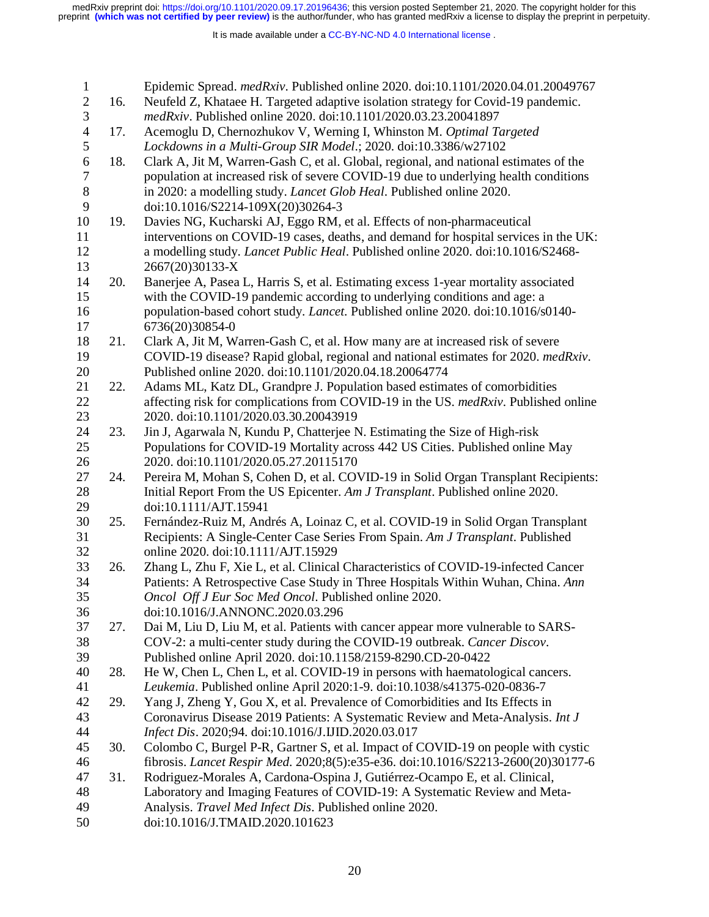Epidemic Spread. *medRxiv*. Published online 2020. doi:10.1101/2020.04.01.20049767

16. Neufeld Z, Khataee H. Targeted adaptive isolation strategy for Covid-19 pandemic. *medRxiv*. Published online 2020. doi:10.1101/2020.03.23.20041897
17. Acemoglu D, Chernozhukov V, Werning I, Whinston M. *Optimal Targeted Lockdowns in a Multi-Group SIR Model*.; 2020. doi:10.3386/w27102
18. Clark A, Jit M, Warren-Gash C, et al. Global, regional, and national estimates of the population at increased risk of severe COVID-19 due to underlying health conditions in 2020: a modelling study. *Lancet Glob Heal*. Published online 2020. doi:10.1016/S2214-109X(20)30264-3
19. Davies NG, Kucharski AJ, Eggo RM, et al. Effects of non-pharmaceutical interventions on COVID-19 cases, deaths, and demand for hospital services in the UK: a modelling study. *Lancet Public Heal*. Published online 2020. doi:10.1016/S2468-2667(20)30133-X
20. Banerjee A, Pasea L, Harris S, et al. Estimating excess 1-year mortality associated with the COVID-19 pandemic according to underlying conditions and age: a population-based cohort study. *Lancet*. Published online 2020. doi:10.1016/s0140-6736(20)30854-0
21. Clark A, Jit M, Warren-Gash C, et al. How many are at increased risk of severe COVID-19 disease? Rapid global, regional and national estimates for 2020. *medRxiv*. Published online 2020. doi:10.1101/2020.04.18.20064774
22. Adams ML, Katz DL, Grandpre J. Population based estimates of comorbidities affecting risk for complications from COVID-19 in the US. *medRxiv*. Published online 2020. doi:10.1101/2020.03.30.20043919
23. Jin J, Agarwala N, Kundu P, Chatterjee N. Estimating the Size of High-risk Populations for COVID-19 Mortality across 442 US Cities. Published online May 2020. doi:10.1101/2020.05.27.20115170
24. Pereira M, Mohan S, Cohen D, et al. COVID-19 in Solid Organ Transplant Recipients: Initial Report From the US Epicenter. *Am J Transplant*. Published online 2020. doi:10.1111/AJT.15941
25. Fernández-Ruiz M, Andrés A, Loinaz C, et al. COVID-19 in Solid Organ Transplant Recipients: A Single-Center Case Series From Spain. *Am J Transplant*. Published online 2020. doi:10.1111/AJT.15929
26. Zhang L, Zhu F, Xie L, et al. Clinical Characteristics of COVID-19-infected Cancer Patients: A Retrospective Case Study in Three Hospitals Within Wuhan, China. *Ann Oncol Off J Eur Soc Med Oncol*. Published online 2020. doi:10.1016/J.ANNONC.2020.03.296
27. Dai M, Liu D, Liu M, et al. Patients with cancer appear more vulnerable to SARS-COV-2: a multi-center study during the COVID-19 outbreak. *Cancer Discov*. Published online April 2020. doi:10.1158/2159-8290.CD-20-0422
28. He W, Chen L, Chen L, et al. COVID-19 in persons with haematological cancers. *Leukemia*. Published online April 2020:1-9. doi:10.1038/s41375-020-0836-7
29. Yang J, Zheng Y, Gou X, et al. Prevalence of Comorbidities and Its Effects in Coronavirus Disease 2019 Patients: A Systematic Review and Meta-Analysis. *Int J Infect Dis*. 2020;94. doi:10.1016/J.IJID.2020.03.017
30. Colombo C, Burgel P-R, Gartner S, et al. Impact of COVID-19 on people with cystic fibrosis. *Lancet Respir Med*. 2020;8(5):e35-e36. doi:10.1016/S2213-2600(20)30177-6
31. Rodriguez-Morales A, Cardona-Ospina J, Gutiérrez-Ocampo E, et al. Clinical, Laboratory and Imaging Features of COVID-19: A Systematic Review and Meta-Analysis. *Travel Med Infect Dis*. Published online 2020. doi:10.1016/J.TMAID.2020.101623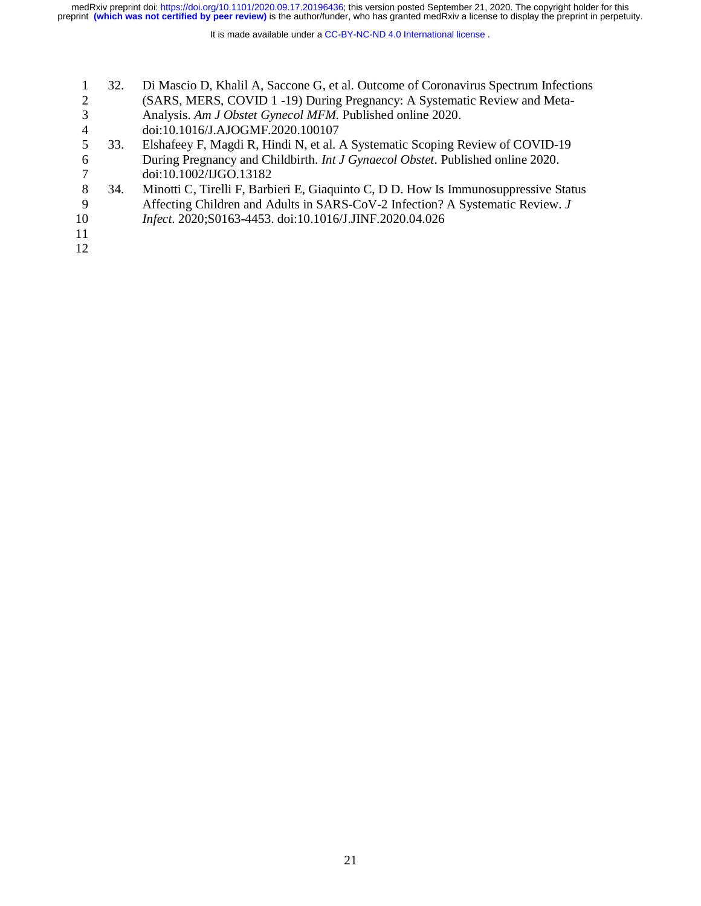32. Di Mascio D, Khalil A, Saccone G, et al. Outcome of Coronavirus Spectrum Infections (SARS, MERS, COVID 1 -19) During Pregnancy: A Systematic Review and Meta-Analysis. *Am J Obstet Gynecol MFM*. Published online 2020. doi:10.1016/J.AJOGMF.2020.100107
33. Elshafeey F, Magdi R, Hindi N, et al. A Systematic Scoping Review of COVID-19 During Pregnancy and Childbirth. *Int J Gynaecol Obstet*. Published online 2020. doi:10.1002/IJGO.13182
34. Minotti C, Tirelli F, Barbieri E, Giaquinto C, D D. How Is Immunosuppressive Status Affecting Children and Adults in SARS-CoV-2 Infection? A Systematic Review. *J Infect*. 2020;S0163-4453. doi:10.1016/J.JINF.2020.04.026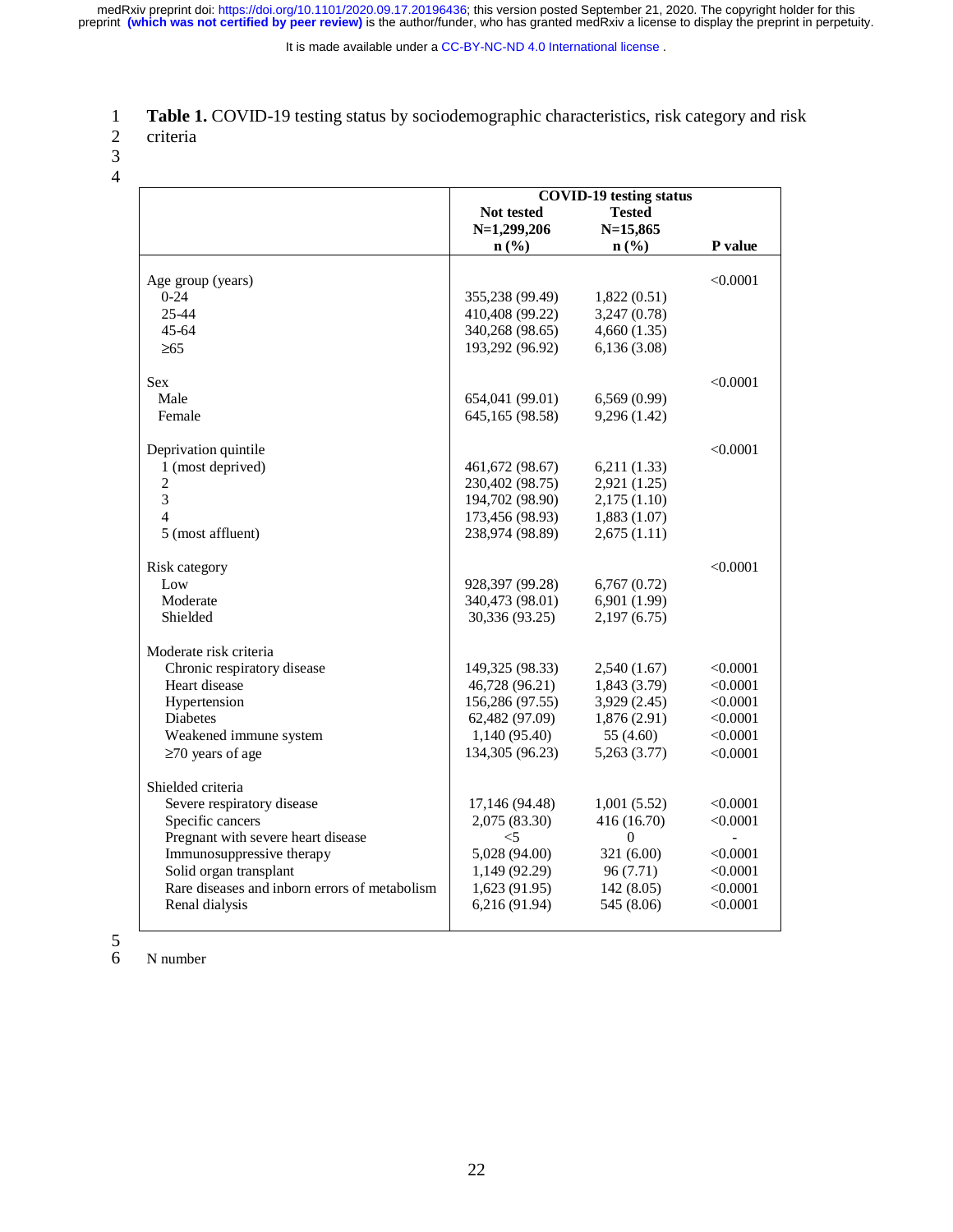**Table 1.** COVID-19 testing status by sociodemographic characteristics, risk category and risk criteria

| | COVID-19 testing status | | |
|---|---|---|---|
| | Not tested N=1,299,206 n (%) | Tested N=15,865 n (%) | P value |
| Age group (years) | | | <0.0001 |
| 0-24 | 355,238 (99.49) | 1,822 (0.51) | |
| 25-44 | 410,408 (99.22) | 3,247 (0.78) | |
| 45-64 | 340,268 (98.65) | 4,660 (1.35) | |
| ≥65 | 193,292 (96.92) | 6,136 (3.08) | |
| Sex | | | <0.0001 |
| Male | 654,041 (99.01) | 6,569 (0.99) | |
| Female | 645,165 (98.58) | 9,296 (1.42) | |
| Deprivation quintile | | | <0.0001 |
| 1 (most deprived) | 461,672 (98.67) | 6,211 (1.33) | |
| 2 | 230,402 (98.75) | 2,921 (1.25) | |
| 3 | 194,702 (98.90) | 2,175 (1.10) | |
| 4 | 173,456 (98.93) | 1,883 (1.07) | |
| 5 (most affluent) | 238,974 (98.89) | 2,675 (1.11) | |
| Risk category | | | <0.0001 |
| Low | 928,397 (99.28) | 6,767 (0.72) | |
| Moderate | 340,473 (98.01) | 6,901 (1.99) | |
| Shielded | 30,336 (93.25) | 2,197 (6.75) | |
| Moderate risk criteria | | | |
| Chronic respiratory disease | 149,325 (98.33) | 2,540 (1.67) | <0.0001 |
| Heart disease | 46,728 (96.21) | 1,843 (3.79) | <0.0001 |
| Hypertension | 156,286 (97.55) | 3,929 (2.45) | <0.0001 |
| Diabetes | 62,482 (97.09) | 1,876 (2.91) | <0.0001 |
| Weakened immune system | 1,140 (95.40) | 55 (4.60) | <0.0001 |
| ≥70 years of age | 134,305 (96.23) | 5,263 (3.77) | <0.0001 |
| Shielded criteria | | | |
| Severe respiratory disease | 17,146 (94.48) | 1,001 (5.52) | <0.0001 |
| Specific cancers | 2,075 (83.30) | 416 (16.70) | <0.0001 |
| Pregnant with severe heart disease | <5 | 0 | - |
| Immunosuppressive therapy | 5,028 (94.00) | 321 (6.00) | <0.0001 |
| Solid organ transplant | 1,149 (92.29) | 96 (7.71) | <0.0001 |
| Rare diseases and inborn errors of metabolism | 1,623 (91.95) | 142 (8.05) | <0.0001 |
| Renal dialysis | 6,216 (91.94) | 545 (8.06) | <0.0001 |

N number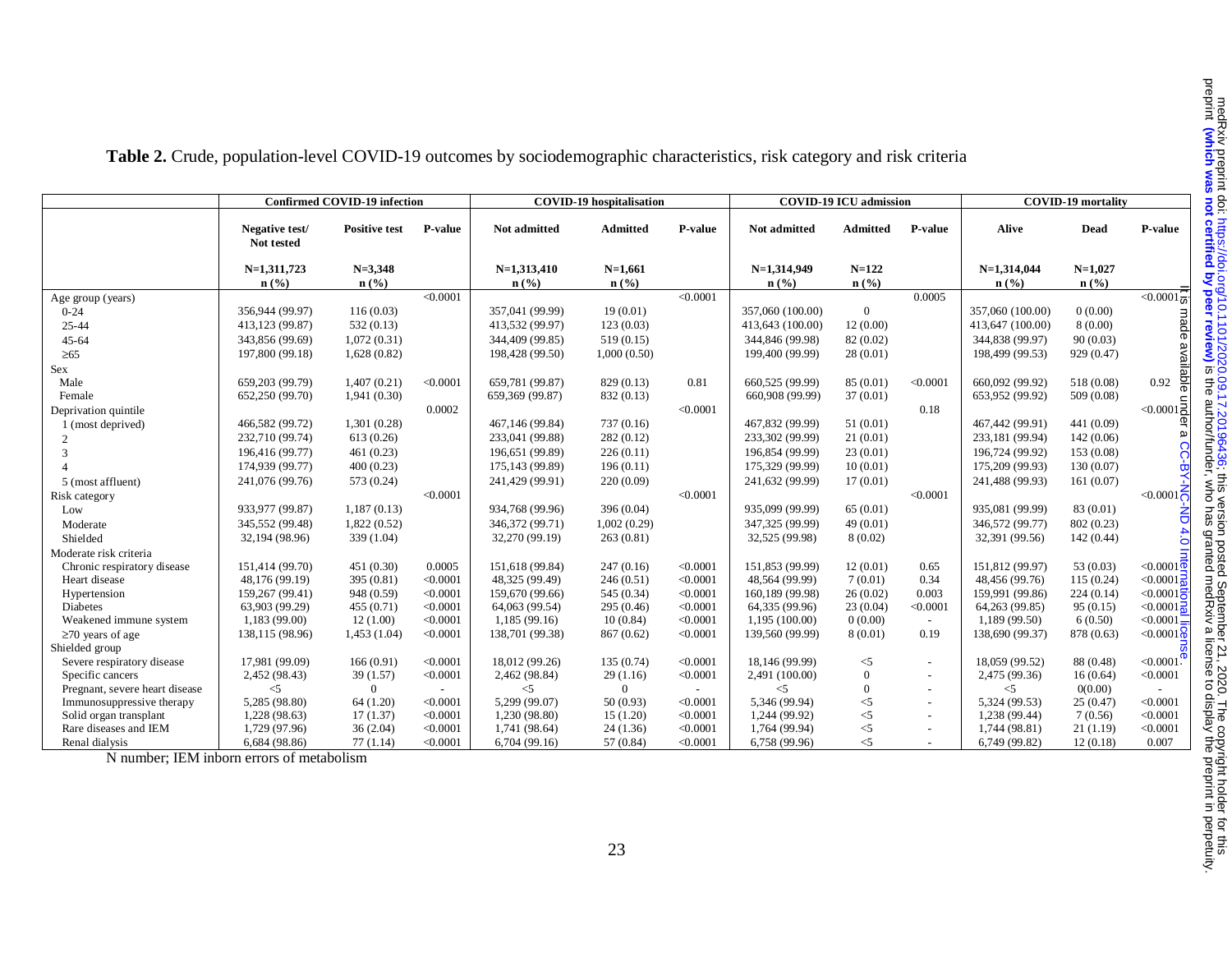**Table 2.** Crude, population-level COVID-19 outcomes by sociodemographic characteristics, risk category and risk criteria

| | Confirmed COVID-19 infection | | | COVID-19 hospitalisation | | | COVID-19 ICU admission | | | COVID-19 mortality | | |
|---|---|---|---|---|---|---|---|---|---|---|---|---|
| | Negative test/ Not tested | Positive test | P-value | Not admitted | Admitted | P-value | Not admitted | Admitted | P-value | Alive | Dead | P-value |
| | N=1,311,723 n (%) | N=3,348 n (%) | | N=1,313,410 n (%) | N=1,661 n (%) | | N=1,314,949 n (%) | N=122 n (%) | | N=1,314,044 n (%) | N=1,027 n (%) | |
| Age group (years) | | | <0.0001 | | | <0.0001 | | | 0.0005 | | | <0.0001 |
| 0-24 | 356,944 (99.97) | 116 (0.03) | | 357,041 (99.99) | 19 (0.01) | | 357,060 (100.00) | 0 | | 357,060 (100.00) | 0 (0.00) | |
| 25-44 | 413,123 (99.87) | 532 (0.13) | | 413,532 (99.97) | 123 (0.03) | | 413,643 (100.00) | 12 (0.00) | | 413,647 (100.00) | 8 (0.00) | |
| 45-64 | 343,856 (99.69) | 1,072 (0.31) | | 344,409 (99.85) | 519 (0.15) | | 344,846 (99.98) | 82 (0.02) | | 344,838 (99.97) | 90 (0.03) | |
| ≥65 | 197,800 (99.18) | 1,628 (0.82) | | 198,428 (99.50) | 1,000 (0.50) | | 199,400 (99.99) | 28 (0.01) | | 198,499 (99.53) | 929 (0.47) | |
| Sex | | | | | | | | | | | | |
| Male | 659,203 (99.79) | 1,407 (0.21) | <0.0001 | 659,781 (99.87) | 829 (0.13) | 0.81 | 660,525 (99.99) | 85 (0.01) | <0.0001 | 660,092 (99.92) | 518 (0.08) | 0.92 |
| Female | 652,250 (99.70) | 1,941 (0.30) | | 659,369 (99.87) | 832 (0.13) | | 660,908 (99.99) | 37 (0.01) | | 653,952 (99.92) | 509 (0.08) | |
| Deprivation quintile | | | 0.0002 | | | <0.0001 | | | 0.18 | | | <0.0001 |
| 1 (most deprived) | 466,582 (99.72) | 1,301 (0.28) | | 467,146 (99.84) | 737 (0.16) | | 467,832 (99.99) | 51 (0.01) | | 467,442 (99.91) | 441 (0.09) | |
| 2 | 232,710 (99.74) | 613 (0.26) | | 233,041 (99.88) | 282 (0.12) | | 233,302 (99.99) | 21 (0.01) | | 233,181 (99.94) | 142 (0.06) | |
| 3 | 196,416 (99.77) | 461 (0.23) | | 196,651 (99.89) | 226 (0.11) | | 196,854 (99.99) | 23 (0.01) | | 196,724 (99.92) | 153 (0.08) | |
| 4 | 174,939 (99.77) | 400 (0.23) | | 175,143 (99.89) | 196 (0.11) | | 175,329 (99.99) | 10 (0.01) | | 175,209 (99.93) | 130 (0.07) | |
| 5 (most affluent) | 241,076 (99.76) | 573 (0.24) | | 241,429 (99.91) | 220 (0.09) | | 241,632 (99.99) | 17 (0.01) | | 241,488 (99.93) | 161 (0.07) | |
| Risk category | | | <0.0001 | | | <0.0001 | | | <0.0001 | | | <0.0001 |
| Low | 933,977 (99.87) | 1,187 (0.13) | | 934,768 (99.96) | 396 (0.04) | | 935,099 (99.99) | 65 (0.01) | | 935,081 (99.99) | 83 (0.01) | |
| Moderate | 345,552 (99.48) | 1,822 (0.52) | | 346,372 (99.71) | 1,002 (0.29) | | 347,325 (99.99) | 49 (0.01) | | 346,572 (99.77) | 802 (0.23) | |
| Shielded | 32,194 (98.96) | 339 (1.04) | | 32,270 (99.19) | 263 (0.81) | | 32,525 (99.98) | 8 (0.02) | | 32,391 (99.56) | 142 (0.44) | |
| Moderate risk criteria | | | | | | | | | | | | |
| Chronic respiratory disease | 151,414 (99.70) | 451 (0.30) | 0.0005 | 151,618 (99.84) | 247 (0.16) | <0.0001 | 151,853 (99.99) | 12 (0.01) | 0.65 | 151,812 (99.97) | 53 (0.03) | <0.0001 |
| Heart disease | 48,176 (99.19) | 395 (0.81) | <0.0001 | 48,325 (99.49) | 246 (0.51) | <0.0001 | 48,564 (99.99) | 7 (0.01) | 0.34 | 48,456 (99.76) | 115 (0.24) | <0.0001 |
| Hypertension | 159,267 (99.41) | 948 (0.59) | <0.0001 | 159,670 (99.66) | 545 (0.34) | <0.0001 | 160,189 (99.98) | 26 (0.02) | 0.003 | 159,991 (99.86) | 224 (0.14) | <0.0001 |
| Diabetes | 63,903 (99.29) | 455 (0.71) | <0.0001 | 64,063 (99.54) | 295 (0.46) | <0.0001 | 64,335 (99.96) | 23 (0.04) | <0.0001 | 64,263 (99.85) | 95 (0.15) | <0.0001 |
| Weakened immune system | 1,183 (99.00) | 12 (1.00) | <0.0001 | 1,185 (99.16) | 10 (0.84) | <0.0001 | 1,195 (100.00) | 0 (0.00) | - | 1,189 (99.50) | 6 (0.50) | <0.0001 |
| ≥70 years of age | 138,115 (98.96) | 1,453 (1.04) | <0.0001 | 138,701 (99.38) | 867 (0.62) | <0.0001 | 139,560 (99.99) | 8 (0.01) | 0.19 | 138,690 (99.37) | 878 (0.63) | <0.0001 |
| Shielded group | | | | | | | | | | | | |
| Severe respiratory disease | 17,981 (99.09) | 166 (0.91) | <0.0001 | 18,012 (99.26) | 135 (0.74) | <0.0001 | 18,146 (99.99) | <5 | - | 18,059 (99.52) | 88 (0.48) | <0.0001 |
| Specific cancers | 2,452 (98.43) | 39 (1.57) | <0.0001 | 2,462 (98.84) | 29 (1.16) | <0.0001 | 2,491 (100.00) | 0 | - | 2,475 (99.36) | 16 (0.64) | <0.0001 |
| Pregnant, severe heart disease | <5 | 0 | - | <5 | 0 | - | <5 | 0 | - | <5 | 0(0.00) | - |
| Immunosuppressive therapy | 5,285 (98.80) | 64 (1.20) | <0.0001 | 5,299 (99.07) | 50 (0.93) | <0.0001 | 5,346 (99.94) | <5 | - | 5,324 (99.53) | 25 (0.47) | <0.0001 |
| Solid organ transplant | 1,228 (98.63) | 17 (1.37) | <0.0001 | 1,230 (98.80) | 15 (1.20) | <0.0001 | 1,244 (99.92) | <5 | - | 1,238 (99.44) | 7 (0.56) | <0.0001 |
| Rare diseases and IEM | 1,729 (97.96) | 36 (2.04) | <0.0001 | 1,741 (98.64) | 24 (1.36) | <0.0001 | 1,764 (99.94) | <5 | - | 1,744 (98.81) | 21 (1.19) | <0.0001 |
| Renal dialysis | 6,684 (98.86) | 77 (1.14) | <0.0001 | 6,704 (99.16) | 57 (0.84) | <0.0001 | 6,758 (99.96) | <5 | - | 6,749 (99.82) | 12 (0.18) | 0.007 |

N number; IEM inborn errors of metabolism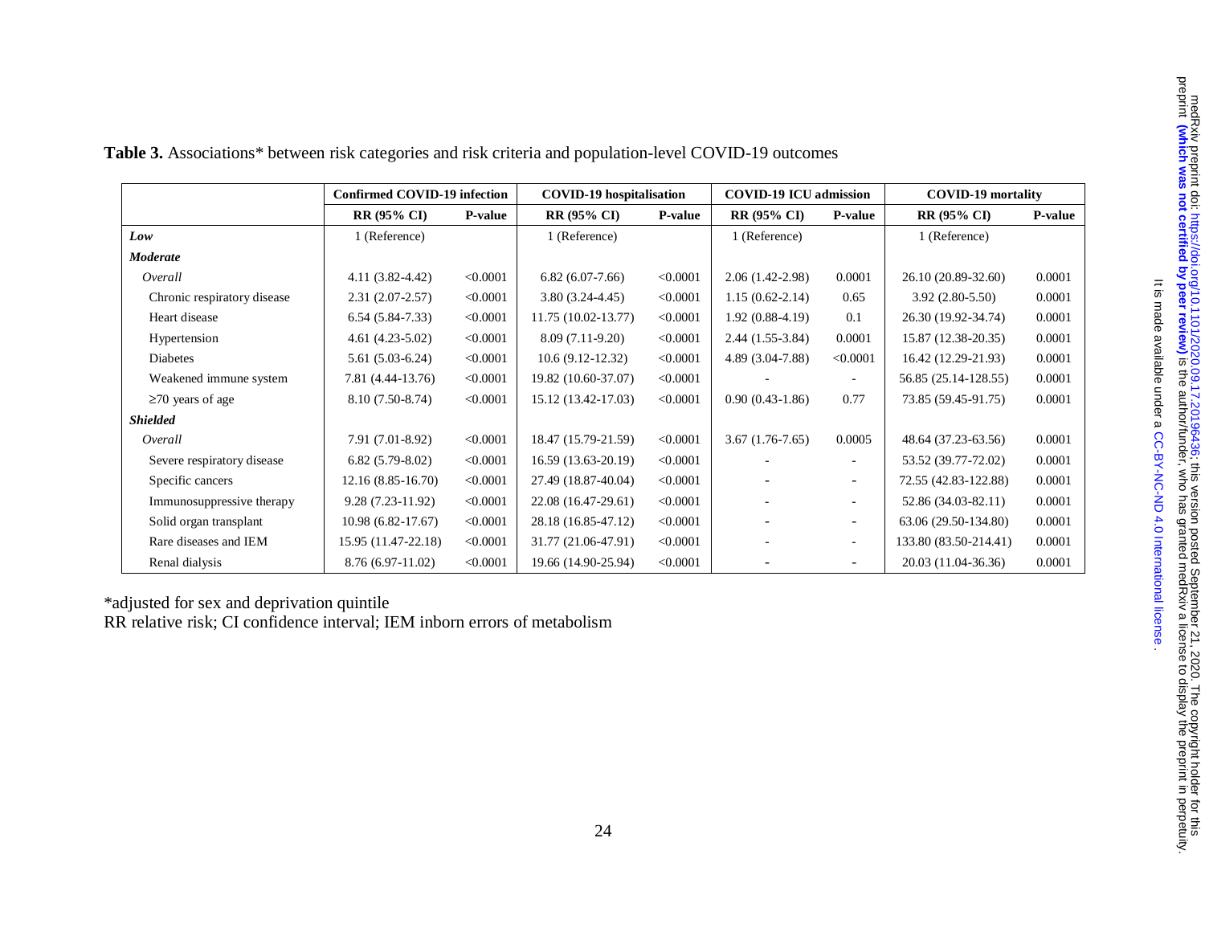**Table 3.** Associations* between risk categories and risk criteria and population-level COVID-19 outcomes

| | Confirmed COVID-19 infection | | COVID-19 hospitalisation | | COVID-19 ICU admission | | COVID-19 mortality | |
|---|---|---|---|---|---|---|---|---|
| | RR (95% CI) | P-value | RR (95% CI) | P-value | RR (95% CI) | P-value | RR (95% CI) | P-value |
| ***Low*** | 1 (Reference) | | 1 (Reference) | | 1 (Reference) | | 1 (Reference) | |
| ***Moderate*** | | | | | | | | |
| *Overall* | 4.11 (3.82-4.42) | <0.0001 | 6.82 (6.07-7.66) | <0.0001 | 2.06 (1.42-2.98) | 0.0001 | 26.10 (20.89-32.60) | 0.0001 |
| Chronic respiratory disease | 2.31 (2.07-2.57) | <0.0001 | 3.80 (3.24-4.45) | <0.0001 | 1.15 (0.62-2.14) | 0.65 | 3.92 (2.80-5.50) | 0.0001 |
| Heart disease | 6.54 (5.84-7.33) | <0.0001 | 11.75 (10.02-13.77) | <0.0001 | 1.92 (0.88-4.19) | 0.1 | 26.30 (19.92-34.74) | 0.0001 |
| Hypertension | 4.61 (4.23-5.02) | <0.0001 | 8.09 (7.11-9.20) | <0.0001 | 2.44 (1.55-3.84) | 0.0001 | 15.87 (12.38-20.35) | 0.0001 |
| Diabetes | 5.61 (5.03-6.24) | <0.0001 | 10.6 (9.12-12.32) | <0.0001 | 4.89 (3.04-7.88) | <0.0001 | 16.42 (12.29-21.93) | 0.0001 |
| Weakened immune system | 7.81 (4.44-13.76) | <0.0001 | 19.82 (10.60-37.07) | <0.0001 | - | - | 56.85 (25.14-128.55) | 0.0001 |
| ≥70 years of age | 8.10 (7.50-8.74) | <0.0001 | 15.12 (13.42-17.03) | <0.0001 | 0.90 (0.43-1.86) | 0.77 | 73.85 (59.45-91.75) | 0.0001 |
| ***Shielded*** | | | | | | | | |
| *Overall* | 7.91 (7.01-8.92) | <0.0001 | 18.47 (15.79-21.59) | <0.0001 | 3.67 (1.76-7.65) | 0.0005 | 48.64 (37.23-63.56) | 0.0001 |
| Severe respiratory disease | 6.82 (5.79-8.02) | <0.0001 | 16.59 (13.63-20.19) | <0.0001 | - | - | 53.52 (39.77-72.02) | 0.0001 |
| Specific cancers | 12.16 (8.85-16.70) | <0.0001 | 27.49 (18.87-40.04) | <0.0001 | - | - | 72.55 (42.83-122.88) | 0.0001 |
| Immunosuppressive therapy | 9.28 (7.23-11.92) | <0.0001 | 22.08 (16.47-29.61) | <0.0001 | - | - | 52.86 (34.03-82.11) | 0.0001 |
| Solid organ transplant | 10.98 (6.82-17.67) | <0.0001 | 28.18 (16.85-47.12) | <0.0001 | - | - | 63.06 (29.50-134.80) | 0.0001 |
| Rare diseases and IEM | 15.95 (11.47-22.18) | <0.0001 | 31.77 (21.06-47.91) | <0.0001 | - | - | 133.80 (83.50-214.41) | 0.0001 |
| Renal dialysis | 8.76 (6.97-11.02) | <0.0001 | 19.66 (14.90-25.94) | <0.0001 | - | - | 20.03 (11.04-36.36) | 0.0001 |

*adjusted for sex and deprivation quintile
RR relative risk; CI confidence interval; IEM inborn errors of metabolism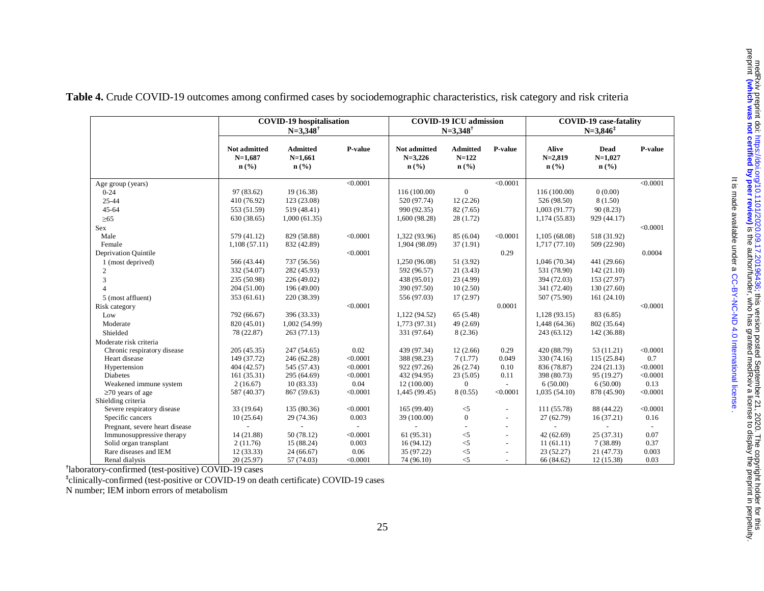**Table 4.** Crude COVID-19 outcomes among confirmed cases by sociodemographic characteristics, risk category and risk criteria

| | COVID-19 hospitalisation N=3,348[†] | | | COVID-19 ICU admission N=3,348[†] | | | COVID-19 case-fatality N=3,846[‡] | | |
|---|---|---|---|---|---|---|---|---|---|
| | Not admitted N=1,687 n (%) | Admitted N=1,661 n (%) | P-value | Not admitted N=3,226 n (%) | Admitted N=122 n (%) | P-value | Alive N=2,819 n (%) | Dead N=1,027 n (%) | P-value |
| Age group (years) | | | <0.0001 | | | <0.0001 | | | <0.0001 |
| 0-24 | 97 (83.62) | 19 (16.38) | | 116 (100.00) | 0 | | 116 (100.00) | 0 (0.00) | |
| 25-44 | 410 (76.92) | 123 (23.08) | | 520 (97.74) | 12 (2.26) | | 526 (98.50) | 8 (1.50) | |
| 45-64 | 553 (51.59) | 519 (48.41) | | 990 (92.35) | 82 (7.65) | | 1,003 (91.77) | 90 (8.23) | |
| ≥65 | 630 (38.65) | 1,000 (61.35) | | 1,600 (98.28) | 28 (1.72) | | 1,174 (55.83) | 929 (44.17) | |
| Sex | | | | | | | | | <0.0001 |
| Male | 579 (41.12) | 829 (58.88) | <0.0001 | 1,322 (93.96) | 85 (6.04) | <0.0001 | 1,105 (68.08) | 518 (31.92) | |
| Female | 1,108 (57.11) | 832 (42.89) | | 1,904 (98.09) | 37 (1.91) | | 1,717 (77.10) | 509 (22.90) | |
| Deprivation Quintile | | | <0.0001 | | | 0.29 | | | 0.0004 |
| 1 (most deprived) | 566 (43.44) | 737 (56.56) | | 1,250 (96.08) | 51 (3.92) | | 1,046 (70.34) | 441 (29.66) | |
| 2 | 332 (54.07) | 282 (45.93) | | 592 (96.57) | 21 (3.43) | | 531 (78.90) | 142 (21.10) | |
| 3 | 235 (50.98) | 226 (49.02) | | 438 (95.01) | 23 (4.99) | | 394 (72.03) | 153 (27.97) | |
| 4 | 204 (51.00) | 196 (49.00) | | 390 (97.50) | 10 (2.50) | | 341 (72.40) | 130 (27.60) | |
| 5 (most affluent) | 353 (61.61) | 220 (38.39) | | 556 (97.03) | 17 (2.97) | | 507 (75.90) | 161 (24.10) | |
| Risk category | | | <0.0001 | | | 0.0001 | | | <0.0001 |
| Low | 792 (66.67) | 396 (33.33) | | 1,122 (94.52) | 65 (5.48) | | 1,128 (93.15) | 83 (6.85) | |
| Moderate | 820 (45.01) | 1,002 (54.99) | | 1,773 (97.31) | 49 (2.69) | | 1,448 (64.36) | 802 (35.64) | |
| Shielded | 78 (22.87) | 263 (77.13) | | 331 (97.64) | 8 (2.36) | | 243 (63.12) | 142 (36.88) | |
| Moderate risk criteria | | | | | | | | | |
| Chronic respiratory disease | 205 (45.35) | 247 (54.65) | 0.02 | 439 (97.34) | 12 (2.66) | 0.29 | 420 (88.79) | 53 (11.21) | <0.0001 |
| Heart disease | 149 (37.72) | 246 (62.28) | <0.0001 | 388 (98.23) | 7 (1.77) | 0.049 | 330 (74.16) | 115 (25.84) | 0.7 |
| Hypertension | 404 (42.57) | 545 (57.43) | <0.0001 | 922 (97.26) | 26 (2.74) | 0.10 | 836 (78.87) | 224 (21.13) | <0.0001 |
| Diabetes | 161 (35.31) | 295 (64.69) | <0.0001 | 432 (94.95) | 23 (5.05) | 0.11 | 398 (80.73) | 95 (19.27) | <0.0001 |
| Weakened immune system | 2 (16.67) | 10 (83.33) | 0.04 | 12 (100.00) | 0 | - | 6 (50.00) | 6 (50.00) | 0.13 |
| ≥70 years of age | 587 (40.37) | 867 (59.63) | <0.0001 | 1,445 (99.45) | 8 (0.55) | <0.0001 | 1,035 (54.10) | 878 (45.90) | <0.0001 |
| Shielding criteria | | | | | | | | | |
| Severe respiratory disease | 33 (19.64) | 135 (80.36) | <0.0001 | 165 (99.40) | <5 | - | 111 (55.78) | 88 (44.22) | <0.0001 |
| Specific cancers | 10 (25.64) | 29 (74.36) | 0.003 | 39 (100.00) | 0 | - | 27 (62.79) | 16 (37.21) | 0.16 |
| Pregnant, severe heart disease | - | - | - | - | - | - | - | - | - |
| Immunosuppressive therapy | 14 (21.88) | 50 (78.12) | <0.0001 | 61 (95.31) | <5 | - | 42 (62.69) | 25 (37.31) | 0.07 |
| Solid organ transplant | 2 (11.76) | 15 (88.24) | 0.003 | 16 (94.12) | <5 | - | 11 (61.11) | 7 (38.89) | 0.37 |
| Rare diseases and IEM | 12 (33.33) | 24 (66.67) | 0.06 | 35 (97.22) | <5 | - | 23 (52.27) | 21 (47.73) | 0.003 |
| Renal dialysis | 20 (25.97) | 57 (74.03) | <0.0001 | 74 (96.10) | <5 | - | 66 (84.62) | 12 (15.38) | 0.03 |

[†]laboratory-confirmed (test-positive) COVID-19 cases

[‡]clinically-confirmed (test-positive or COVID-19 on death certificate) COVID-19 cases

N number; IEM inborn errors of metabolism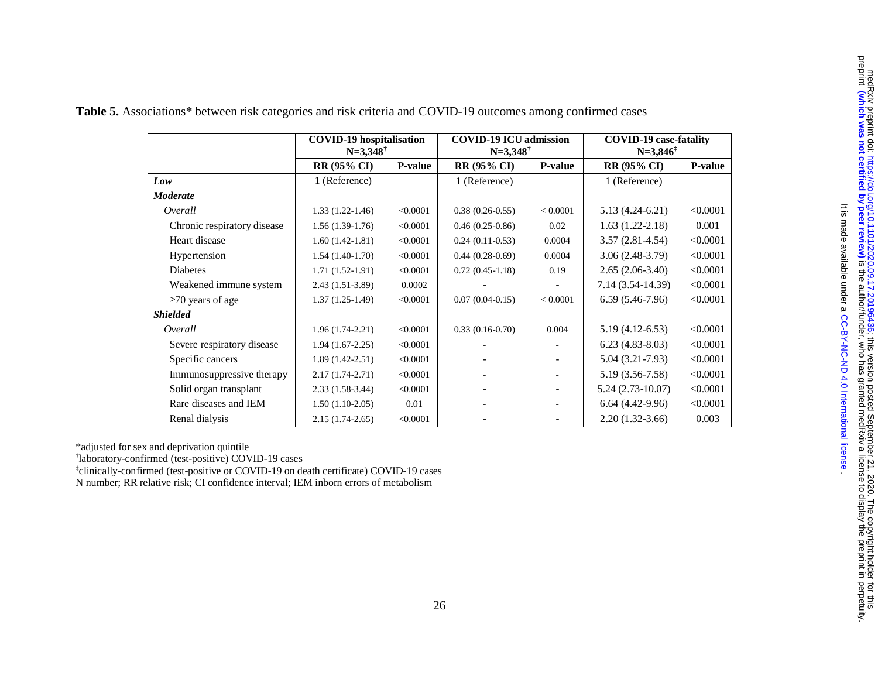**Table 5.** Associations* between risk categories and risk criteria and COVID-19 outcomes among confirmed cases

| | COVID-19 hospitalisation N=3,348[†] | | COVID-19 ICU admission N=3,348[†] | | COVID-19 case-fatality N=3,846[‡] | |
|---|---|---|---|---|---|---|
| | RR (95% CI) | P-value | RR (95% CI) | P-value | RR (95% CI) | P-value |
| ***Low*** | 1 (Reference) | | 1 (Reference) | | 1 (Reference) | |
| ***Moderate*** | | | | | | |
| *Overall* | 1.33 (1.22-1.46) | <0.0001 | 0.38 (0.26-0.55) | < 0.0001 | 5.13 (4.24-6.21) | <0.0001 |
| Chronic respiratory disease | 1.56 (1.39-1.76) | <0.0001 | 0.46 (0.25-0.86) | 0.02 | 1.63 (1.22-2.18) | 0.001 |
| Heart disease | 1.60 (1.42-1.81) | <0.0001 | 0.24 (0.11-0.53) | 0.0004 | 3.57 (2.81-4.54) | <0.0001 |
| Hypertension | 1.54 (1.40-1.70) | <0.0001 | 0.44 (0.28-0.69) | 0.0004 | 3.06 (2.48-3.79) | <0.0001 |
| Diabetes | 1.71 (1.52-1.91) | <0.0001 | 0.72 (0.45-1.18) | 0.19 | 2.65 (2.06-3.40) | <0.0001 |
| Weakened immune system | 2.43 (1.51-3.89) | 0.0002 | - | - | 7.14 (3.54-14.39) | <0.0001 |
| ≥70 years of age | 1.37 (1.25-1.49) | <0.0001 | 0.07 (0.04-0.15) | < 0.0001 | 6.59 (5.46-7.96) | <0.0001 |
| ***Shielded*** | | | | | | |
| *Overall* | 1.96 (1.74-2.21) | <0.0001 | 0.33 (0.16-0.70) | 0.004 | 5.19 (4.12-6.53) | <0.0001 |
| Severe respiratory disease | 1.94 (1.67-2.25) | <0.0001 | - | - | 6.23 (4.83-8.03) | <0.0001 |
| Specific cancers | 1.89 (1.42-2.51) | <0.0001 | - | - | 5.04 (3.21-7.93) | <0.0001 |
| Immunosuppressive therapy | 2.17 (1.74-2.71) | <0.0001 | - | - | 5.19 (3.56-7.58) | <0.0001 |
| Solid organ transplant | 2.33 (1.58-3.44) | <0.0001 | - | - | 5.24 (2.73-10.07) | <0.0001 |
| Rare diseases and IEM | 1.50 (1.10-2.05) | 0.01 | - | - | 6.64 (4.42-9.96) | <0.0001 |
| Renal dialysis | 2.15 (1.74-2.65) | <0.0001 | - | - | 2.20 (1.32-3.66) | 0.003 |

*adjusted for sex and deprivation quintile
[†]laboratory-confirmed (test-positive) COVID-19 cases
[‡]clinically-confirmed (test-positive or COVID-19 on death certificate) COVID-19 cases
N number; RR relative risk; CI confidence interval; IEM inborn errors of metabolism